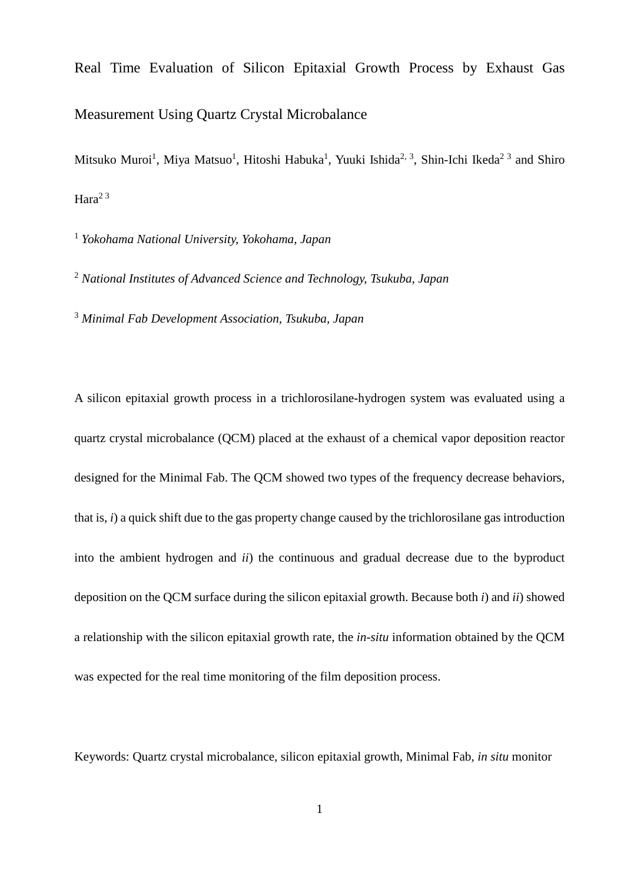# Real Time Evaluation of Silicon Epitaxial Growth Process by Exhaust Gas Measurement Using Quartz Crystal Microbalance

Mitsuko Muroi[1], Miya Matsuo[1], Hitoshi Habuka[1], Yuuki Ishida[2, 3], Shin-Ichi Ikeda[2 3] and Shiro Hara[2 3]

[1] *Yokohama National University, Yokohama, Japan*

[2] *National Institutes of Advanced Science and Technology, Tsukuba, Japan*

[3] *Minimal Fab Development Association, Tsukuba, Japan*

A silicon epitaxial growth process in a trichlorosilane-hydrogen system was evaluated using a quartz crystal microbalance (QCM) placed at the exhaust of a chemical vapor deposition reactor designed for the Minimal Fab. The QCM showed two types of the frequency decrease behaviors, that is, *i*) a quick shift due to the gas property change caused by the trichlorosilane gas introduction into the ambient hydrogen and *ii*) the continuous and gradual decrease due to the byproduct deposition on the QCM surface during the silicon epitaxial growth. Because both *i*) and *ii*) showed a relationship with the silicon epitaxial growth rate, the *in-situ* information obtained by the QCM was expected for the real time monitoring of the film deposition process.

Keywords: Quartz crystal microbalance, silicon epitaxial growth, Minimal Fab, *in situ* monitor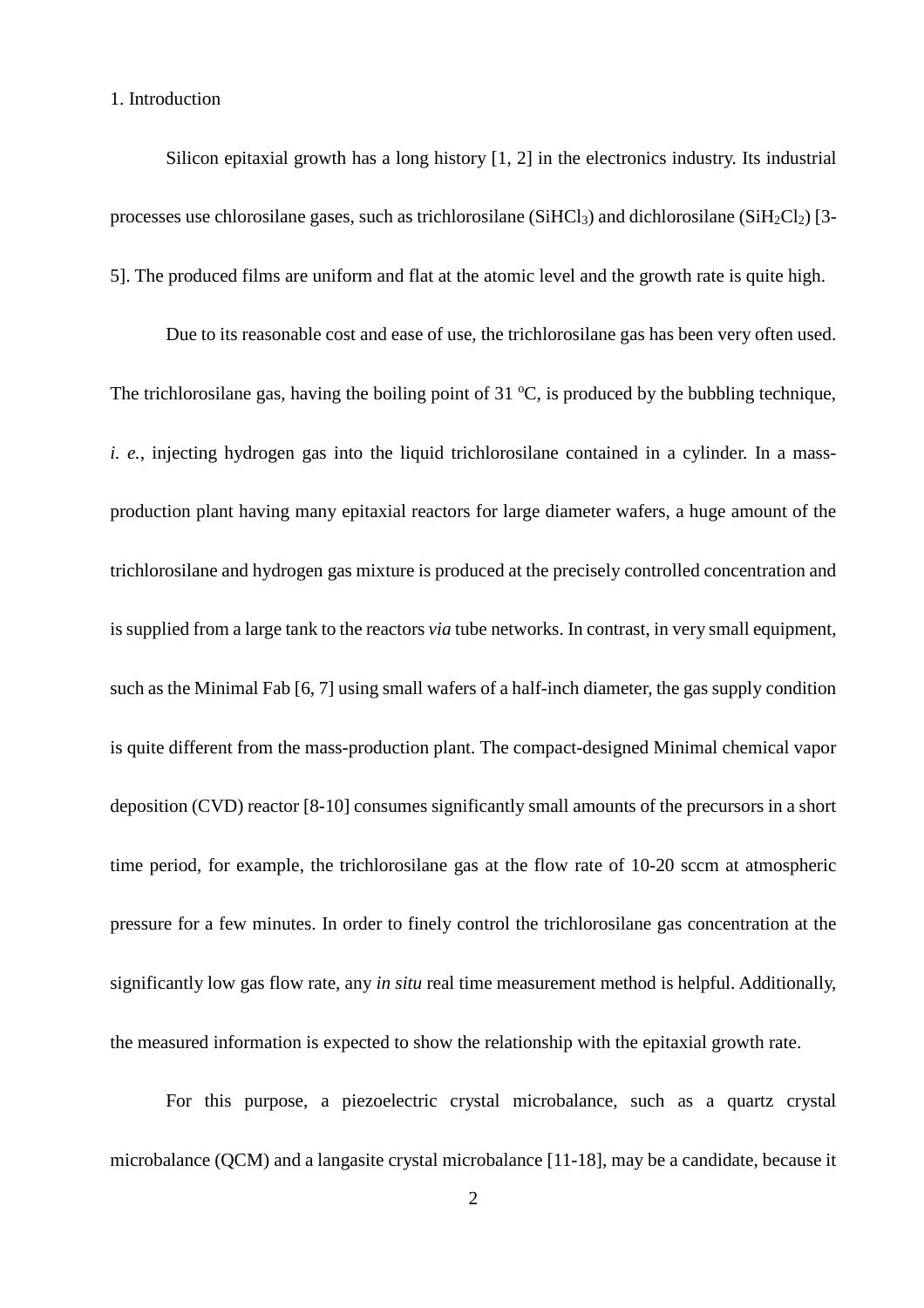## 1. Introduction

Silicon epitaxial growth has a long history [1, 2] in the electronics industry. Its industrial processes use chlorosilane gases, such as trichlorosilane ($SiHCl_3$) and dichlorosilane ($SiH_2Cl_2$) [3-5]. The produced films are uniform and flat at the atomic level and the growth rate is quite high.

Due to its reasonable cost and ease of use, the trichlorosilane gas has been very often used. The trichlorosilane gas, having the boiling point of 31 $^{o}$C, is produced by the bubbling technique, *i. e.*, injecting hydrogen gas into the liquid trichlorosilane contained in a cylinder. In a mass-production plant having many epitaxial reactors for large diameter wafers, a huge amount of the trichlorosilane and hydrogen gas mixture is produced at the precisely controlled concentration and is supplied from a large tank to the reactors *via* tube networks. In contrast, in very small equipment, such as the Minimal Fab [6, 7] using small wafers of a half-inch diameter, the gas supply condition is quite different from the mass-production plant. The compact-designed Minimal chemical vapor deposition (CVD) reactor [8-10] consumes significantly small amounts of the precursors in a short time period, for example, the trichlorosilane gas at the flow rate of 10-20 sccm at atmospheric pressure for a few minutes. In order to finely control the trichlorosilane gas concentration at the significantly low gas flow rate, any *in situ* real time measurement method is helpful. Additionally, the measured information is expected to show the relationship with the epitaxial growth rate.

For this purpose, a piezoelectric crystal microbalance, such as a quartz crystal microbalance (QCM) and a langasite crystal microbalance [11-18], may be a candidate, because it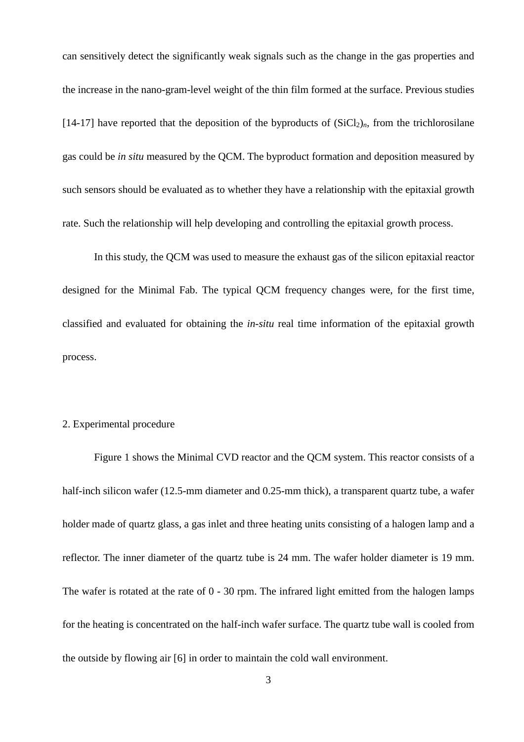can sensitively detect the significantly weak signals such as the change in the gas properties and the increase in the nano-gram-level weight of the thin film formed at the surface. Previous studies [14-17] have reported that the deposition of the byproducts of $(SiCl_2)_n$, from the trichlorosilane gas could be *in situ* measured by the QCM. The byproduct formation and deposition measured by such sensors should be evaluated as to whether they have a relationship with the epitaxial growth rate. Such the relationship will help developing and controlling the epitaxial growth process.

In this study, the QCM was used to measure the exhaust gas of the silicon epitaxial reactor designed for the Minimal Fab. The typical QCM frequency changes were, for the first time, classified and evaluated for obtaining the *in-situ* real time information of the epitaxial growth process.

## 2. Experimental procedure

Figure 1 shows the Minimal CVD reactor and the QCM system. This reactor consists of a half-inch silicon wafer (12.5-mm diameter and 0.25-mm thick), a transparent quartz tube, a wafer holder made of quartz glass, a gas inlet and three heating units consisting of a halogen lamp and a reflector. The inner diameter of the quartz tube is 24 mm. The wafer holder diameter is 19 mm. The wafer is rotated at the rate of 0 - 30 rpm. The infrared light emitted from the halogen lamps for the heating is concentrated on the half-inch wafer surface. The quartz tube wall is cooled from the outside by flowing air [6] in order to maintain the cold wall environment.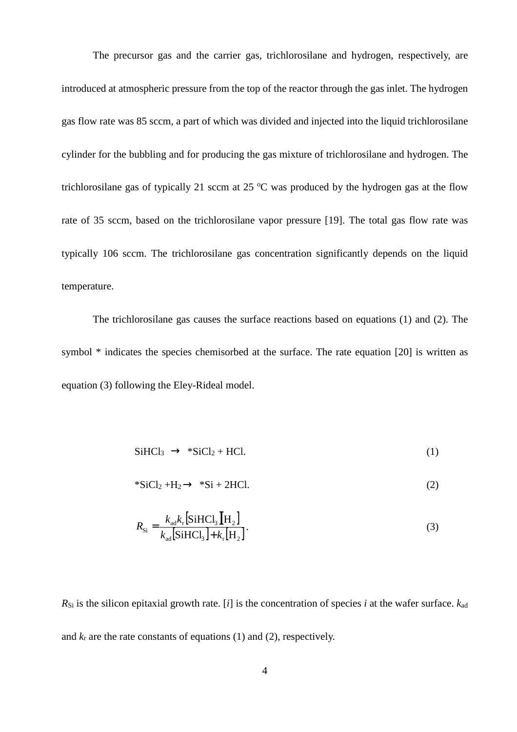The precursor gas and the carrier gas, trichlorosilane and hydrogen, respectively, are introduced at atmospheric pressure from the top of the reactor through the gas inlet. The hydrogen gas flow rate was 85 sccm, a part of which was divided and injected into the liquid trichlorosilane cylinder for the bubbling and for producing the gas mixture of trichlorosilane and hydrogen. The trichlorosilane gas of typically 21 sccm at 25 $^{o}$C was produced by the hydrogen gas at the flow rate of 35 sccm, based on the trichlorosilane vapor pressure [19]. The total gas flow rate was typically 106 sccm. The trichlorosilane gas concentration significantly depends on the liquid temperature.

The trichlorosilane gas causes the surface reactions based on equations (1) and (2). The symbol * indicates the species chemisorbed at the surface. The rate equation [20] is written as equation (3) following the Eley-Rideal model.

$$SiHCl_3 \rightarrow {}^*SiCl_2 + HCl. \qquad (1)$$

$$^*SiCl_2 + H_2 \rightarrow {}^*Si + 2HCl. \qquad (2)$$

$$R_{Si} = \frac{k_{ad} k_r [SiHCl_3][H_2]}{k_{ad}[SiHCl_3] + k_r[H_2]}. \qquad (3)$$

$R_{Si}$ is the silicon epitaxial growth rate. [$i$] is the concentration of species $i$ at the wafer surface. $k_{ad}$ and $k_r$ are the rate constants of equations (1) and (2), respectively.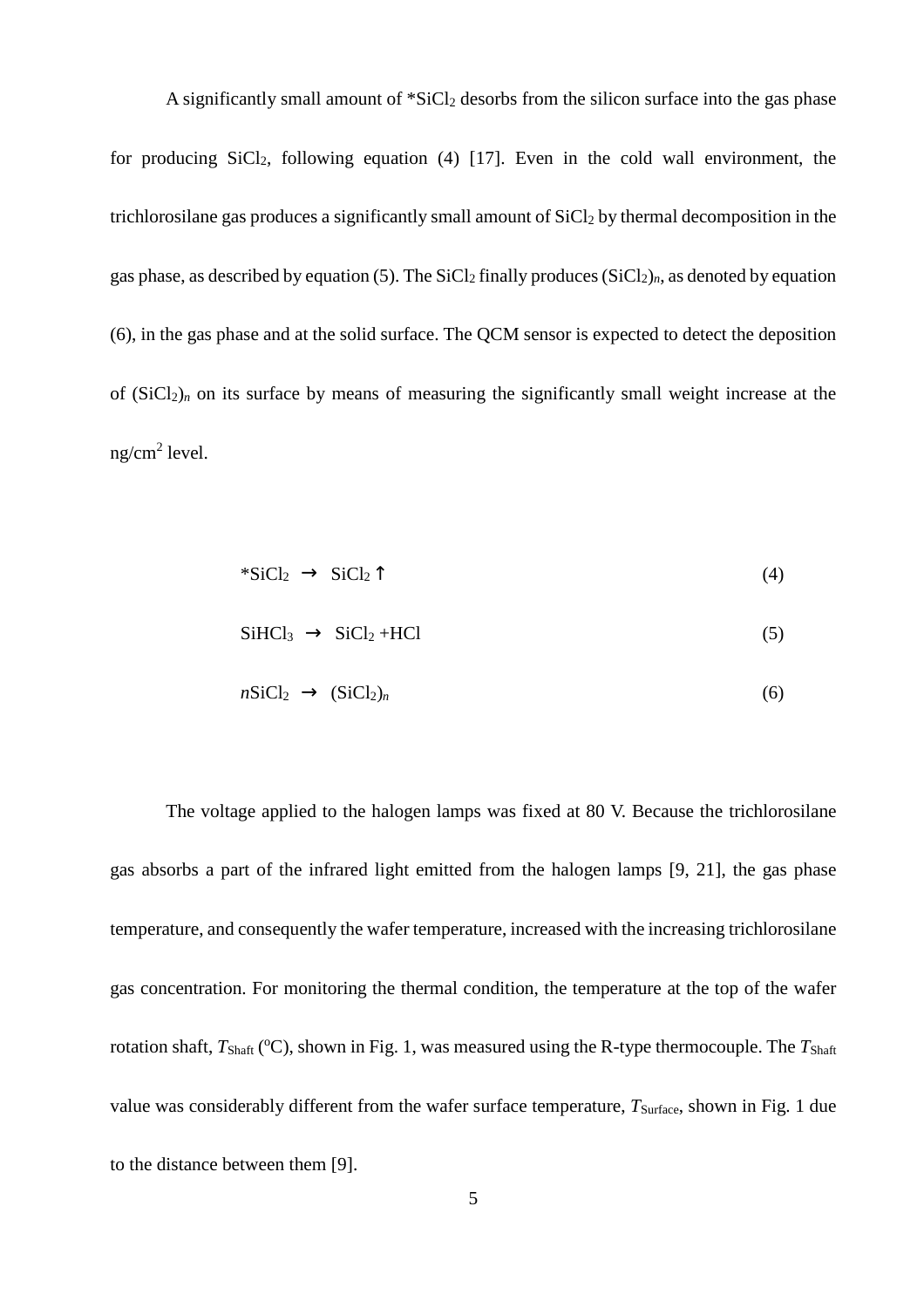A significantly small amount of $*SiCl_2$ desorbs from the silicon surface into the gas phase for producing $SiCl_2$, following equation (4) [17]. Even in the cold wall environment, the trichlorosilane gas produces a significantly small amount of $SiCl_2$ by thermal decomposition in the gas phase, as described by equation (5). The $SiCl_2$ finally produces $(SiCl_2)_n$, as denoted by equation (6), in the gas phase and at the solid surface. The QCM sensor is expected to detect the deposition of $(SiCl_2)_n$ on its surface by means of measuring the significantly small weight increase at the ng/cm$^2$ level.

$$*SiCl_2 \rightarrow SiCl_2\uparrow \tag{4}$$

$$SiHCl_3 \rightarrow SiCl_2 + HCl \tag{5}$$

$$nSiCl_2 \rightarrow (SiCl_2)_n \tag{6}$$

The voltage applied to the halogen lamps was fixed at 80 V. Because the trichlorosilane gas absorbs a part of the infrared light emitted from the halogen lamps [9, 21], the gas phase temperature, and consequently the wafer temperature, increased with the increasing trichlorosilane gas concentration. For monitoring the thermal condition, the temperature at the top of the wafer rotation shaft, $T_{\text{Shaft}}$ ($^{\text{o}}$C), shown in Fig. 1, was measured using the R-type thermocouple. The $T_{\text{Shaft}}$ value was considerably different from the wafer surface temperature, $T_{\text{Surface}}$, shown in Fig. 1 due to the distance between them [9].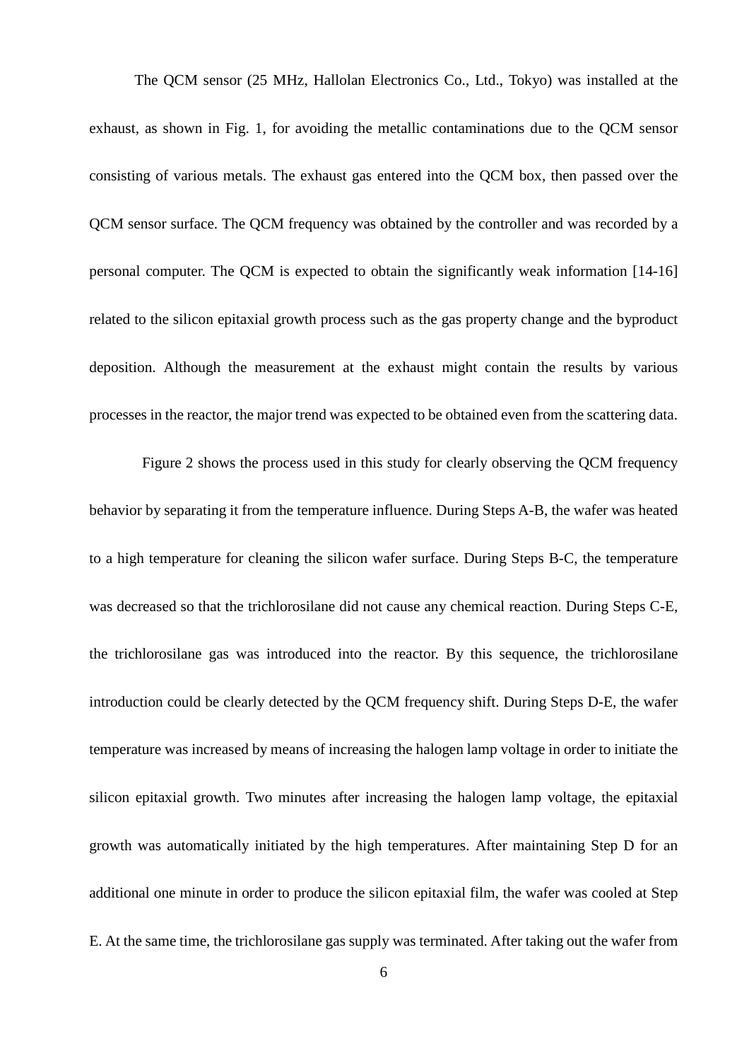The QCM sensor (25 MHz, Hallolan Electronics Co., Ltd., Tokyo) was installed at the exhaust, as shown in Fig. 1, for avoiding the metallic contaminations due to the QCM sensor consisting of various metals. The exhaust gas entered into the QCM box, then passed over the QCM sensor surface. The QCM frequency was obtained by the controller and was recorded by a personal computer. The QCM is expected to obtain the significantly weak information [14-16] related to the silicon epitaxial growth process such as the gas property change and the byproduct deposition. Although the measurement at the exhaust might contain the results by various processes in the reactor, the major trend was expected to be obtained even from the scattering data.

Figure 2 shows the process used in this study for clearly observing the QCM frequency behavior by separating it from the temperature influence. During Steps A-B, the wafer was heated to a high temperature for cleaning the silicon wafer surface. During Steps B-C, the temperature was decreased so that the trichlorosilane did not cause any chemical reaction. During Steps C-E, the trichlorosilane gas was introduced into the reactor. By this sequence, the trichlorosilane introduction could be clearly detected by the QCM frequency shift. During Steps D-E, the wafer temperature was increased by means of increasing the halogen lamp voltage in order to initiate the silicon epitaxial growth. Two minutes after increasing the halogen lamp voltage, the epitaxial growth was automatically initiated by the high temperatures. After maintaining Step D for an additional one minute in order to produce the silicon epitaxial film, the wafer was cooled at Step E. At the same time, the trichlorosilane gas supply was terminated. After taking out the wafer from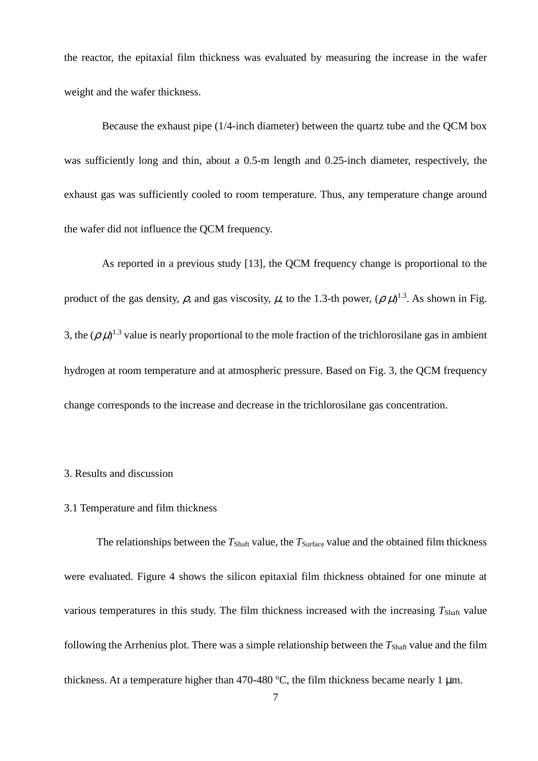the reactor, the epitaxial film thickness was evaluated by measuring the increase in the wafer weight and the wafer thickness.

Because the exhaust pipe (1/4-inch diameter) between the quartz tube and the QCM box was sufficiently long and thin, about a 0.5-m length and 0.25-inch diameter, respectively, the exhaust gas was sufficiently cooled to room temperature. Thus, any temperature change around the wafer did not influence the QCM frequency.

As reported in a previous study [13], the QCM frequency change is proportional to the product of the gas density, $\rho$, and gas viscosity, $\mu$, to the 1.3-th power, $(\rho\mu)^{1.3}$. As shown in Fig. 3, the $(\rho\mu)^{1.3}$ value is nearly proportional to the mole fraction of the trichlorosilane gas in ambient hydrogen at room temperature and at atmospheric pressure. Based on Fig. 3, the QCM frequency change corresponds to the increase and decrease in the trichlorosilane gas concentration.

## 3. Results and discussion

### 3.1 Temperature and film thickness

The relationships between the $T_{\mathrm{Shaft}}$ value, the $T_{\mathrm{Surface}}$ value and the obtained film thickness were evaluated. Figure 4 shows the silicon epitaxial film thickness obtained for one minute at various temperatures in this study. The film thickness increased with the increasing $T_{\mathrm{Shaft}}$ value following the Arrhenius plot. There was a simple relationship between the $T_{\mathrm{Shaft}}$ value and the film thickness. At a temperature higher than 470-480 $^{\mathrm{o}}$C, the film thickness became nearly 1 μm.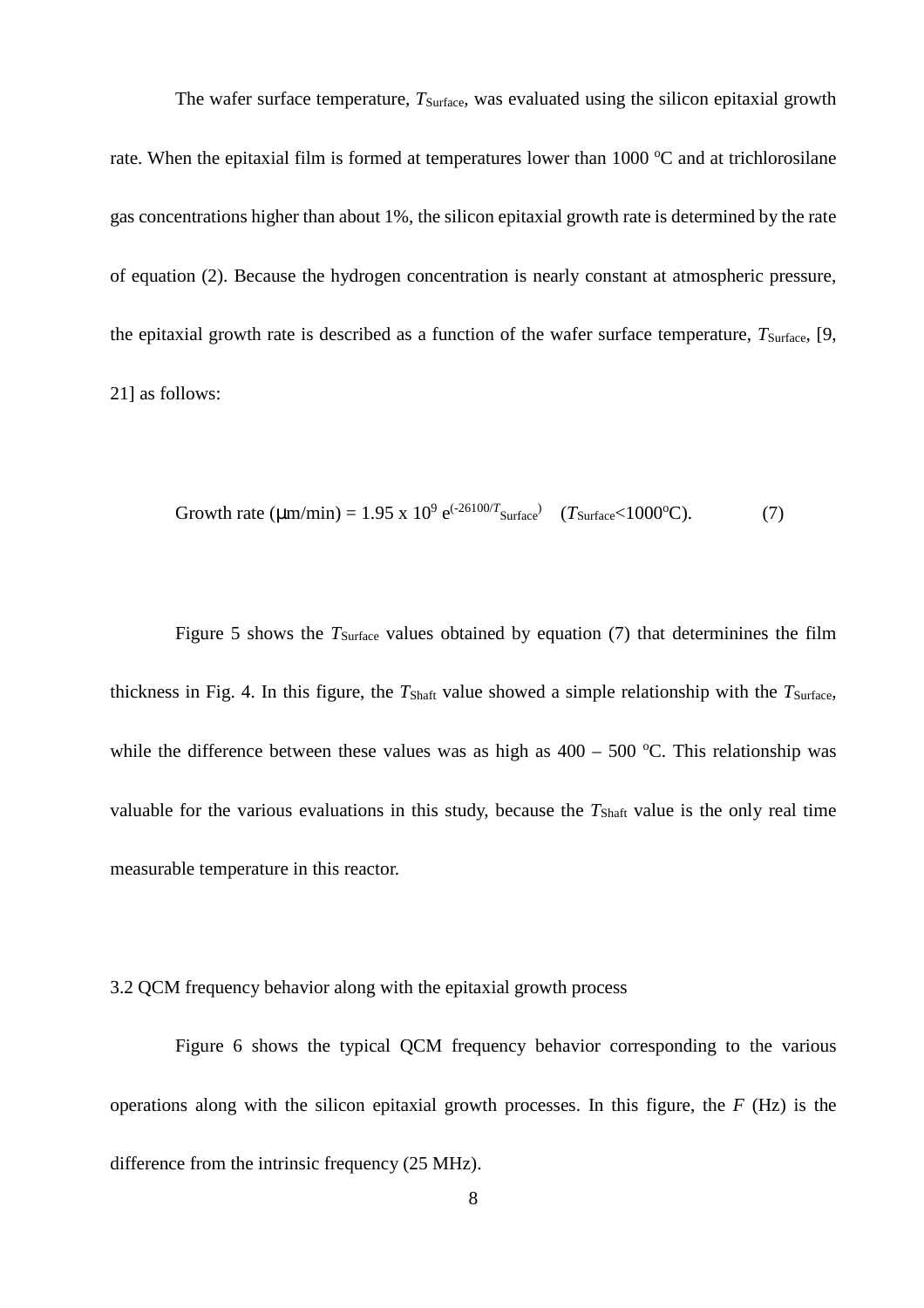The wafer surface temperature, $T_{Surface}$, was evaluated using the silicon epitaxial growth rate. When the epitaxial film is formed at temperatures lower than 1000 $^{o}$C and at trichlorosilane gas concentrations higher than about 1%, the silicon epitaxial growth rate is determined by the rate of equation (2). Because the hydrogen concentration is nearly constant at atmospheric pressure, the epitaxial growth rate is described as a function of the wafer surface temperature, $T_{Surface}$, [9, 21] as follows:

$$\text{Growth rate } (\mu\text{m/min}) = 1.95 \times 10^{9}\, e^{(-26100/T_{Surface})} \quad (T_{Surface}<1000^{o}\text{C}). \qquad (7)$$

Figure 5 shows the $T_{Surface}$ values obtained by equation (7) that determinines the film thickness in Fig. 4. In this figure, the $T_{Shaft}$ value showed a simple relationship with the $T_{Surface}$, while the difference between these values was as high as 400 – 500 $^{o}$C. This relationship was valuable for the various evaluations in this study, because the $T_{Shaft}$ value is the only real time measurable temperature in this reactor.

### 3.2 QCM frequency behavior along with the epitaxial growth process

Figure 6 shows the typical QCM frequency behavior corresponding to the various operations along with the silicon epitaxial growth processes. In this figure, the $F$ (Hz) is the difference from the intrinsic frequency (25 MHz).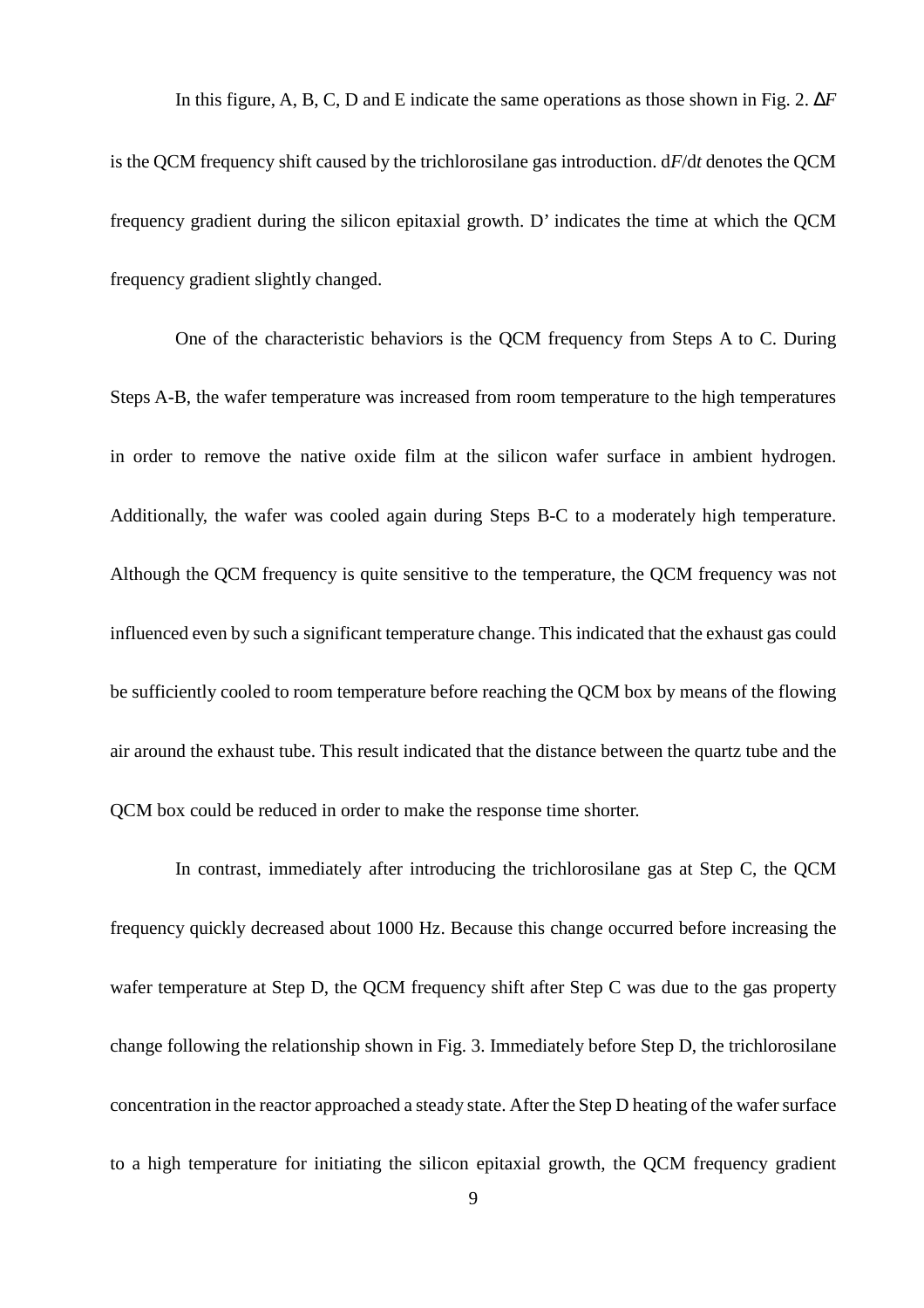In this figure, A, B, C, D and E indicate the same operations as those shown in Fig. 2. $\Delta F$ is the QCM frequency shift caused by the trichlorosilane gas introduction. $dF/dt$ denotes the QCM frequency gradient during the silicon epitaxial growth. D' indicates the time at which the QCM frequency gradient slightly changed.

One of the characteristic behaviors is the QCM frequency from Steps A to C. During Steps A-B, the wafer temperature was increased from room temperature to the high temperatures in order to remove the native oxide film at the silicon wafer surface in ambient hydrogen. Additionally, the wafer was cooled again during Steps B-C to a moderately high temperature. Although the QCM frequency is quite sensitive to the temperature, the QCM frequency was not influenced even by such a significant temperature change. This indicated that the exhaust gas could be sufficiently cooled to room temperature before reaching the QCM box by means of the flowing air around the exhaust tube. This result indicated that the distance between the quartz tube and the QCM box could be reduced in order to make the response time shorter.

In contrast, immediately after introducing the trichlorosilane gas at Step C, the QCM frequency quickly decreased about 1000 Hz. Because this change occurred before increasing the wafer temperature at Step D, the QCM frequency shift after Step C was due to the gas property change following the relationship shown in Fig. 3. Immediately before Step D, the trichlorosilane concentration in the reactor approached a steady state. After the Step D heating of the wafer surface to a high temperature for initiating the silicon epitaxial growth, the QCM frequency gradient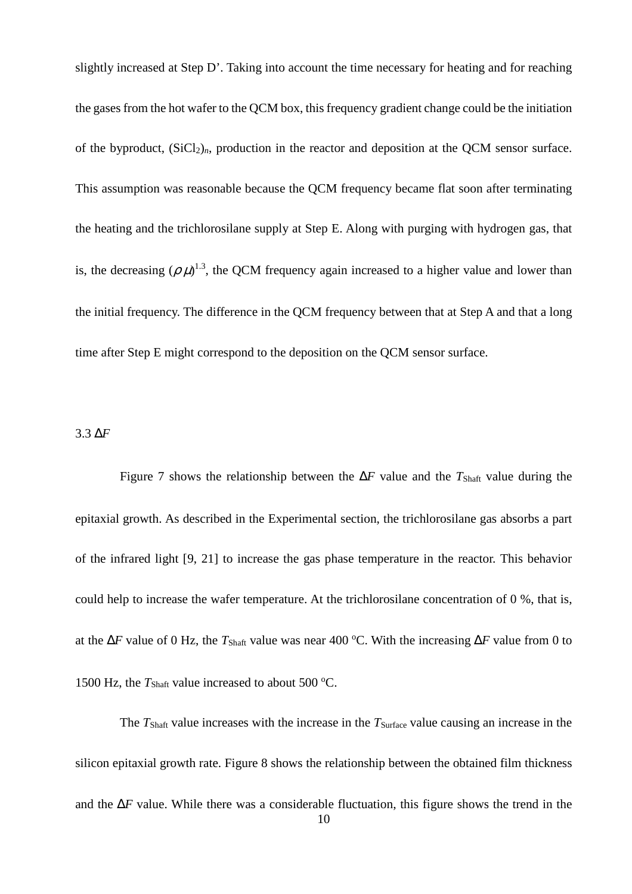slightly increased at Step D'. Taking into account the time necessary for heating and for reaching the gases from the hot wafer to the QCM box, this frequency gradient change could be the initiation of the byproduct, $(SiCl_2)_n$, production in the reactor and deposition at the QCM sensor surface. This assumption was reasonable because the QCM frequency became flat soon after terminating the heating and the trichlorosilane supply at Step E. Along with purging with hydrogen gas, that is, the decreasing $(\rho\mu)^{1.3}$, the QCM frequency again increased to a higher value and lower than the initial frequency. The difference in the QCM frequency between that at Step A and that a long time after Step E might correspond to the deposition on the QCM sensor surface.

### 3.3 $\Delta F$

Figure 7 shows the relationship between the $\Delta F$ value and the $T_{Shaft}$ value during the epitaxial growth. As described in the Experimental section, the trichlorosilane gas absorbs a part of the infrared light [9, 21] to increase the gas phase temperature in the reactor. This behavior could help to increase the wafer temperature. At the trichlorosilane concentration of 0 %, that is, at the $\Delta F$ value of 0 Hz, the $T_{Shaft}$ value was near 400 °C. With the increasing $\Delta F$ value from 0 to 1500 Hz, the $T_{Shaft}$ value increased to about 500 °C.

The $T_{Shaft}$ value increases with the increase in the $T_{Surface}$ value causing an increase in the silicon epitaxial growth rate. Figure 8 shows the relationship between the obtained film thickness and the $\Delta F$ value. While there was a considerable fluctuation, this figure shows the trend in the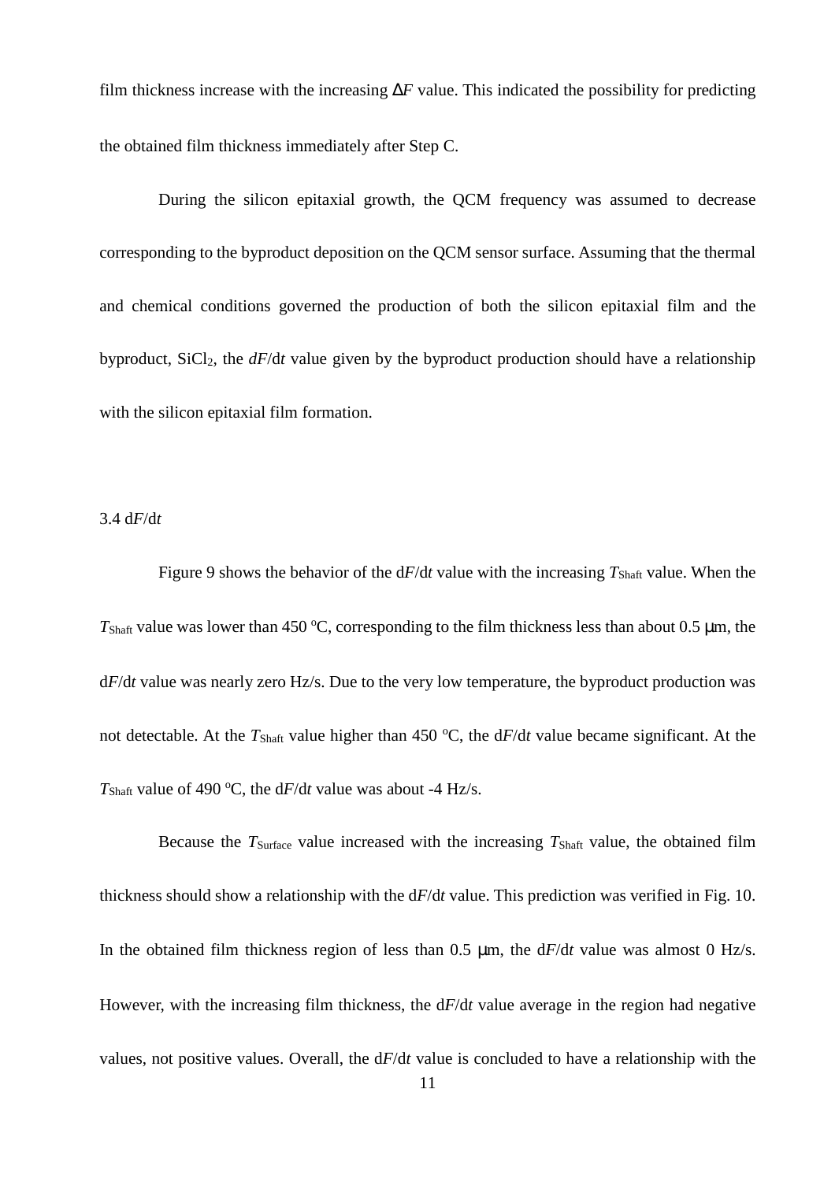film thickness increase with the increasing Δ*F* value. This indicated the possibility for predicting the obtained film thickness immediately after Step C.

During the silicon epitaxial growth, the QCM frequency was assumed to decrease corresponding to the byproduct deposition on the QCM sensor surface. Assuming that the thermal and chemical conditions governed the production of both the silicon epitaxial film and the byproduct, $SiCl_2$, the $dF/dt$ value given by the byproduct production should have a relationship with the silicon epitaxial film formation.

### 3.4 d*F*/d*t*

Figure 9 shows the behavior of the d*F*/d*t* value with the increasing $T_{Shaft}$ value. When the $T_{Shaft}$ value was lower than 450 °C, corresponding to the film thickness less than about 0.5 μm, the d*F*/d*t* value was nearly zero Hz/s. Due to the very low temperature, the byproduct production was not detectable. At the $T_{Shaft}$ value higher than 450 °C, the d*F*/d*t* value became significant. At the $T_{Shaft}$ value of 490 °C, the d*F*/d*t* value was about -4 Hz/s.

Because the $T_{Surface}$ value increased with the increasing $T_{Shaft}$ value, the obtained film thickness should show a relationship with the d*F*/d*t* value. This prediction was verified in Fig. 10. In the obtained film thickness region of less than 0.5 μm, the d*F*/d*t* value was almost 0 Hz/s. However, with the increasing film thickness, the d*F*/d*t* value average in the region had negative values, not positive values. Overall, the d*F*/d*t* value is concluded to have a relationship with the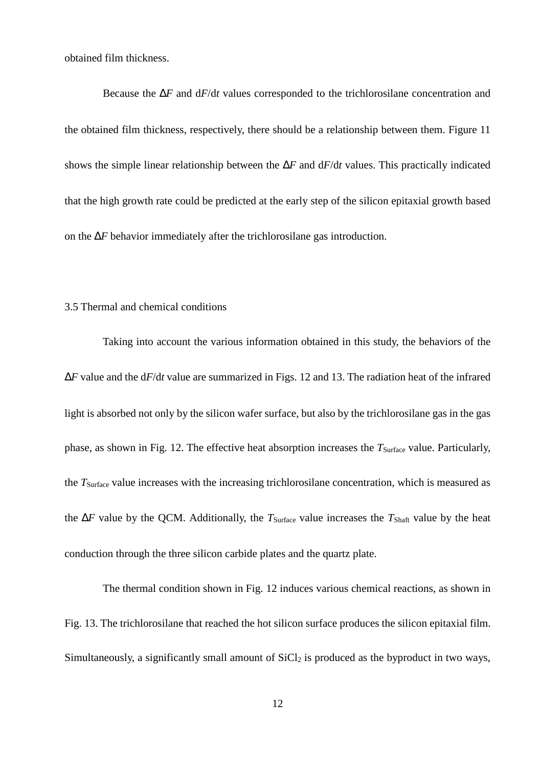obtained film thickness.

Because the $\Delta F$ and $dF/dt$ values corresponded to the trichlorosilane concentration and the obtained film thickness, respectively, there should be a relationship between them. Figure 11 shows the simple linear relationship between the $\Delta F$ and $dF/dt$ values. This practically indicated that the high growth rate could be predicted at the early step of the silicon epitaxial growth based on the $\Delta F$ behavior immediately after the trichlorosilane gas introduction.

### 3.5 Thermal and chemical conditions

Taking into account the various information obtained in this study, the behaviors of the $\Delta F$ value and the $dF/dt$ value are summarized in Figs. 12 and 13. The radiation heat of the infrared light is absorbed not only by the silicon wafer surface, but also by the trichlorosilane gas in the gas phase, as shown in Fig. 12. The effective heat absorption increases the $T_{Surface}$ value. Particularly, the $T_{Surface}$ value increases with the increasing trichlorosilane concentration, which is measured as the $\Delta F$ value by the QCM. Additionally, the $T_{Surface}$ value increases the $T_{Shaft}$ value by the heat conduction through the three silicon carbide plates and the quartz plate.

The thermal condition shown in Fig. 12 induces various chemical reactions, as shown in Fig. 13. The trichlorosilane that reached the hot silicon surface produces the silicon epitaxial film. Simultaneously, a significantly small amount of $SiCl_2$ is produced as the byproduct in two ways,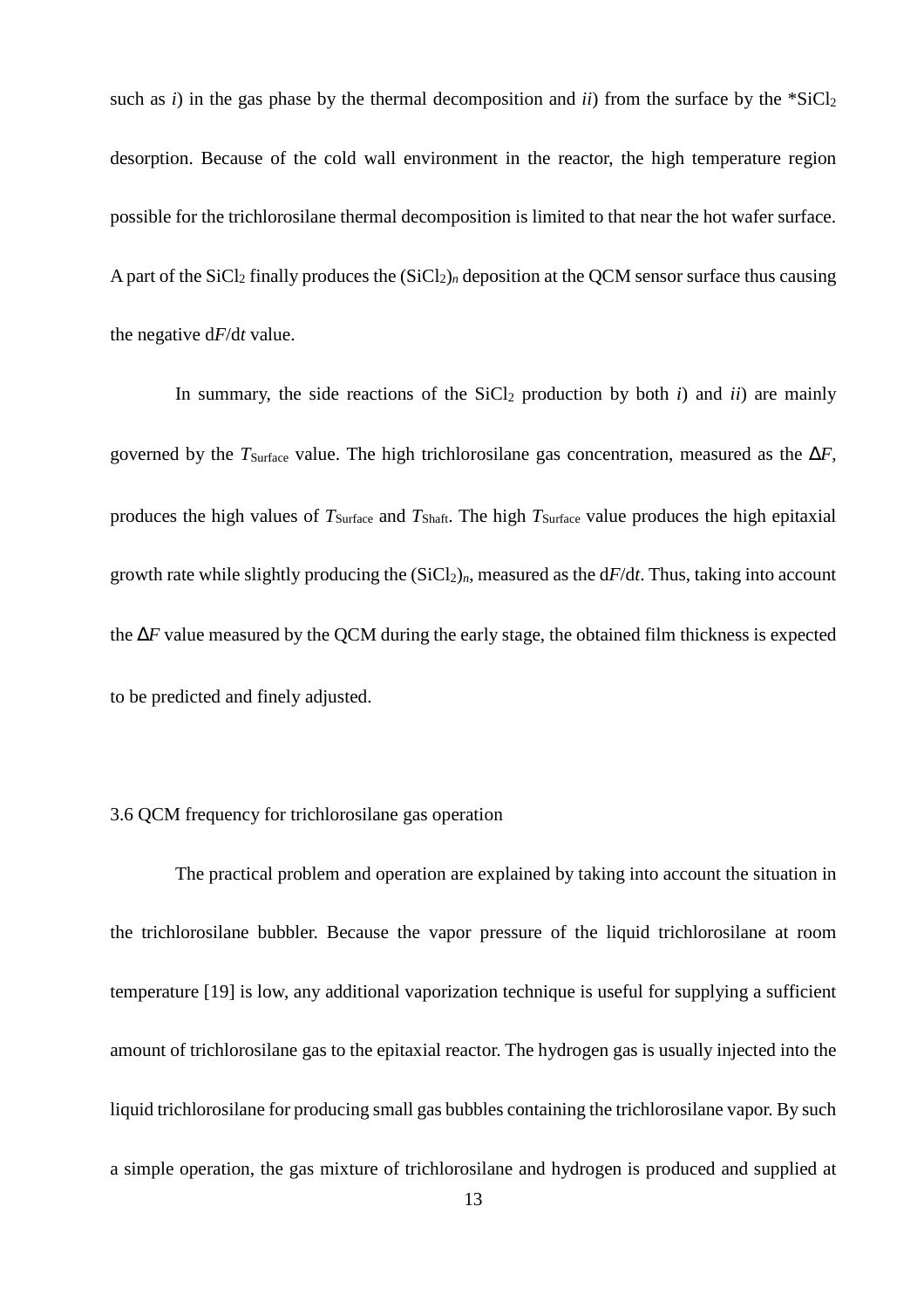such as *i*) in the gas phase by the thermal decomposition and *ii*) from the surface by the $*SiCl_2$ desorption. Because of the cold wall environment in the reactor, the high temperature region possible for the trichlorosilane thermal decomposition is limited to that near the hot wafer surface. A part of the $SiCl_2$ finally produces the $(SiCl_2)_n$ deposition at the QCM sensor surface thus causing the negative $dF/dt$ value.

In summary, the side reactions of the $SiCl_2$ production by both *i*) and *ii*) are mainly governed by the $T_{Surface}$ value. The high trichlorosilane gas concentration, measured as the $\Delta F$, produces the high values of $T_{Surface}$ and $T_{Shaft}$. The high $T_{Surface}$ value produces the high epitaxial growth rate while slightly producing the $(SiCl_2)_n$, measured as the $dF/dt$. Thus, taking into account the $\Delta F$ value measured by the QCM during the early stage, the obtained film thickness is expected to be predicted and finely adjusted.

### 3.6 QCM frequency for trichlorosilane gas operation

The practical problem and operation are explained by taking into account the situation in the trichlorosilane bubbler. Because the vapor pressure of the liquid trichlorosilane at room temperature [19] is low, any additional vaporization technique is useful for supplying a sufficient amount of trichlorosilane gas to the epitaxial reactor. The hydrogen gas is usually injected into the liquid trichlorosilane for producing small gas bubbles containing the trichlorosilane vapor. By such a simple operation, the gas mixture of trichlorosilane and hydrogen is produced and supplied at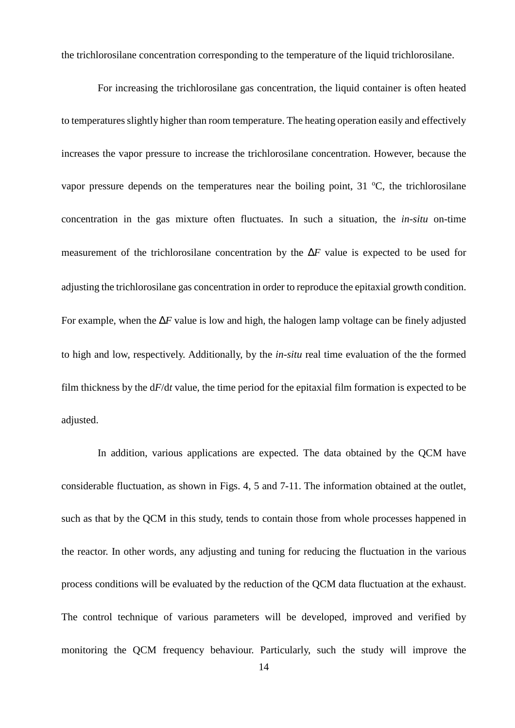the trichlorosilane concentration corresponding to the temperature of the liquid trichlorosilane.

For increasing the trichlorosilane gas concentration, the liquid container is often heated to temperatures slightly higher than room temperature. The heating operation easily and effectively increases the vapor pressure to increase the trichlorosilane concentration. However, because the vapor pressure depends on the temperatures near the boiling point, 31 $^{o}$C, the trichlorosilane concentration in the gas mixture often fluctuates. In such a situation, the *in-situ* on-time measurement of the trichlorosilane concentration by the $\Delta F$ value is expected to be used for adjusting the trichlorosilane gas concentration in order to reproduce the epitaxial growth condition. For example, when the $\Delta F$ value is low and high, the halogen lamp voltage can be finely adjusted to high and low, respectively. Additionally, by the *in-situ* real time evaluation of the the formed film thickness by the $\mathrm{d}F/\mathrm{d}t$ value, the time period for the epitaxial film formation is expected to be adjusted.

In addition, various applications are expected. The data obtained by the QCM have considerable fluctuation, as shown in Figs. 4, 5 and 7-11. The information obtained at the outlet, such as that by the QCM in this study, tends to contain those from whole processes happened in the reactor. In other words, any adjusting and tuning for reducing the fluctuation in the various process conditions will be evaluated by the reduction of the QCM data fluctuation at the exhaust. The control technique of various parameters will be developed, improved and verified by monitoring the QCM frequency behaviour. Particularly, such the study will improve the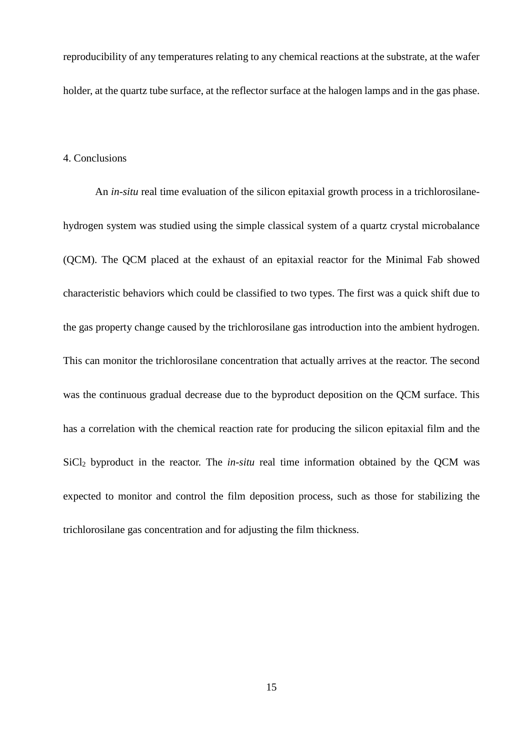reproducibility of any temperatures relating to any chemical reactions at the substrate, at the wafer holder, at the quartz tube surface, at the reflector surface at the halogen lamps and in the gas phase.

## 4. Conclusions

An *in-situ* real time evaluation of the silicon epitaxial growth process in a trichlorosilane-hydrogen system was studied using the simple classical system of a quartz crystal microbalance (QCM). The QCM placed at the exhaust of an epitaxial reactor for the Minimal Fab showed characteristic behaviors which could be classified to two types. The first was a quick shift due to the gas property change caused by the trichlorosilane gas introduction into the ambient hydrogen. This can monitor the trichlorosilane concentration that actually arrives at the reactor. The second was the continuous gradual decrease due to the byproduct deposition on the QCM surface. This has a correlation with the chemical reaction rate for producing the silicon epitaxial film and the $SiCl_2$ byproduct in the reactor. The *in-situ* real time information obtained by the QCM was expected to monitor and control the film deposition process, such as those for stabilizing the trichlorosilane gas concentration and for adjusting the film thickness.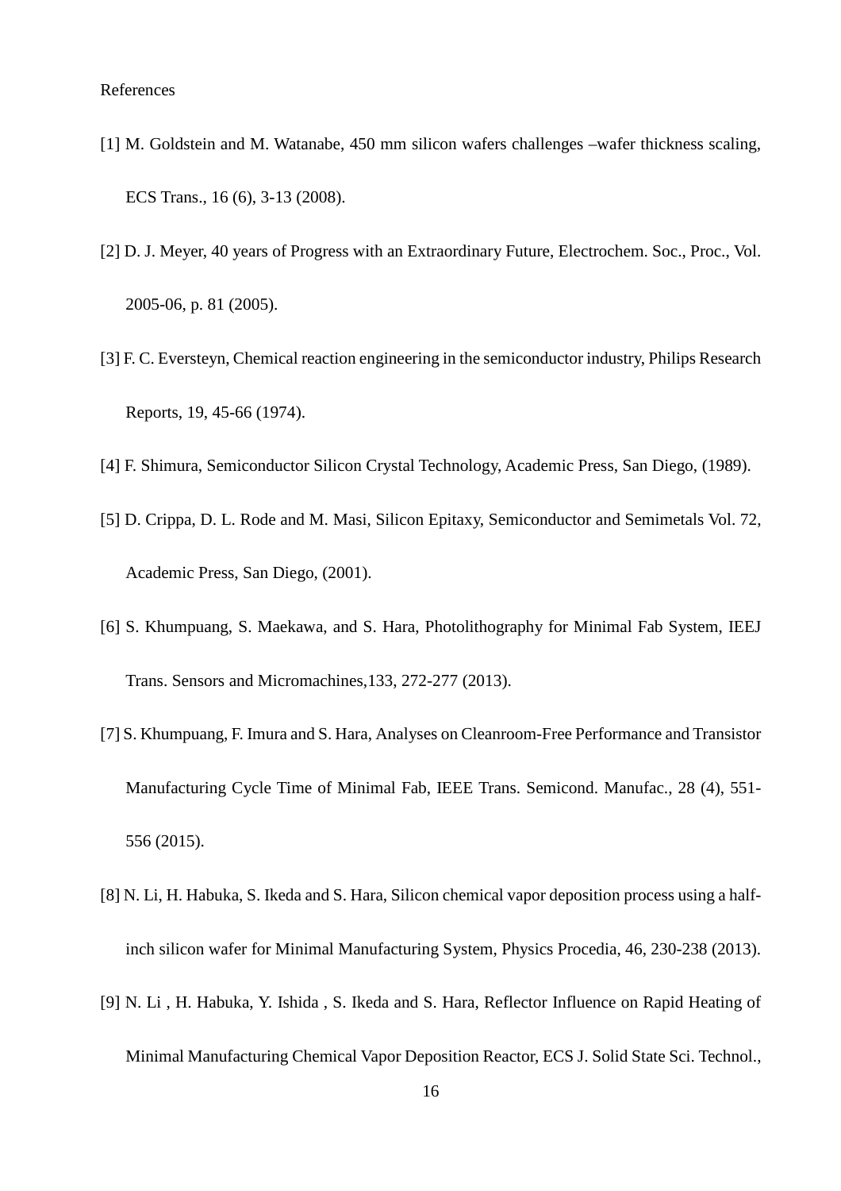References

[1] M. Goldstein and M. Watanabe, 450 mm silicon wafers challenges –wafer thickness scaling, ECS Trans., 16 (6), 3-13 (2008).

[2] D. J. Meyer, 40 years of Progress with an Extraordinary Future, Electrochem. Soc., Proc., Vol. 2005-06, p. 81 (2005).

[3] F. C. Eversteyn, Chemical reaction engineering in the semiconductor industry, Philips Research Reports, 19, 45-66 (1974).

[4] F. Shimura, Semiconductor Silicon Crystal Technology, Academic Press, San Diego, (1989).

[5] D. Crippa, D. L. Rode and M. Masi, Silicon Epitaxy, Semiconductor and Semimetals Vol. 72, Academic Press, San Diego, (2001).

[6] S. Khumpuang, S. Maekawa, and S. Hara, Photolithography for Minimal Fab System, IEEJ Trans. Sensors and Micromachines,133, 272-277 (2013).

[7] S. Khumpuang, F. Imura and S. Hara, Analyses on Cleanroom-Free Performance and Transistor Manufacturing Cycle Time of Minimal Fab, IEEE Trans. Semicond. Manufac., 28 (4), 551-556 (2015).

[8] N. Li, H. Habuka, S. Ikeda and S. Hara, Silicon chemical vapor deposition process using a half-inch silicon wafer for Minimal Manufacturing System, Physics Procedia, 46, 230-238 (2013).

[9] N. Li , H. Habuka, Y. Ishida , S. Ikeda and S. Hara, Reflector Influence on Rapid Heating of Minimal Manufacturing Chemical Vapor Deposition Reactor, ECS J. Solid State Sci. Technol.,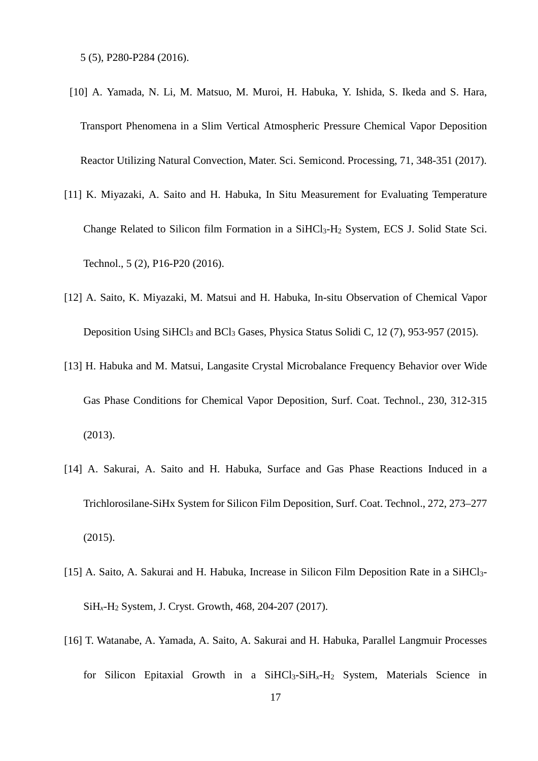5 (5), P280-P284 (2016).

[10] A. Yamada, N. Li, M. Matsuo, M. Muroi, H. Habuka, Y. Ishida, S. Ikeda and S. Hara, Transport Phenomena in a Slim Vertical Atmospheric Pressure Chemical Vapor Deposition Reactor Utilizing Natural Convection, Mater. Sci. Semicond. Processing, 71, 348-351 (2017).

[11] K. Miyazaki, A. Saito and H. Habuka, In Situ Measurement for Evaluating Temperature Change Related to Silicon film Formation in a $SiHCl_3$-$H_2$ System, ECS J. Solid State Sci. Technol., 5 (2), P16-P20 (2016).

[12] A. Saito, K. Miyazaki, M. Matsui and H. Habuka, In-situ Observation of Chemical Vapor Deposition Using $SiHCl_3$ and $BCl_3$ Gases, Physica Status Solidi C, 12 (7), 953-957 (2015).

[13] H. Habuka and M. Matsui, Langasite Crystal Microbalance Frequency Behavior over Wide Gas Phase Conditions for Chemical Vapor Deposition, Surf. Coat. Technol., 230, 312-315 (2013).

[14] A. Sakurai, A. Saito and H. Habuka, Surface and Gas Phase Reactions Induced in a Trichlorosilane-SiHx System for Silicon Film Deposition, Surf. Coat. Technol., 272, 273–277 (2015).

[15] A. Saito, A. Sakurai and H. Habuka, Increase in Silicon Film Deposition Rate in a $SiHCl_3$-$SiH_x$-$H_2$ System, J. Cryst. Growth, 468, 204-207 (2017).

[16] T. Watanabe, A. Yamada, A. Saito, A. Sakurai and H. Habuka, Parallel Langmuir Processes for Silicon Epitaxial Growth in a $SiHCl_3$-$SiH_x$-$H_2$ System, Materials Science in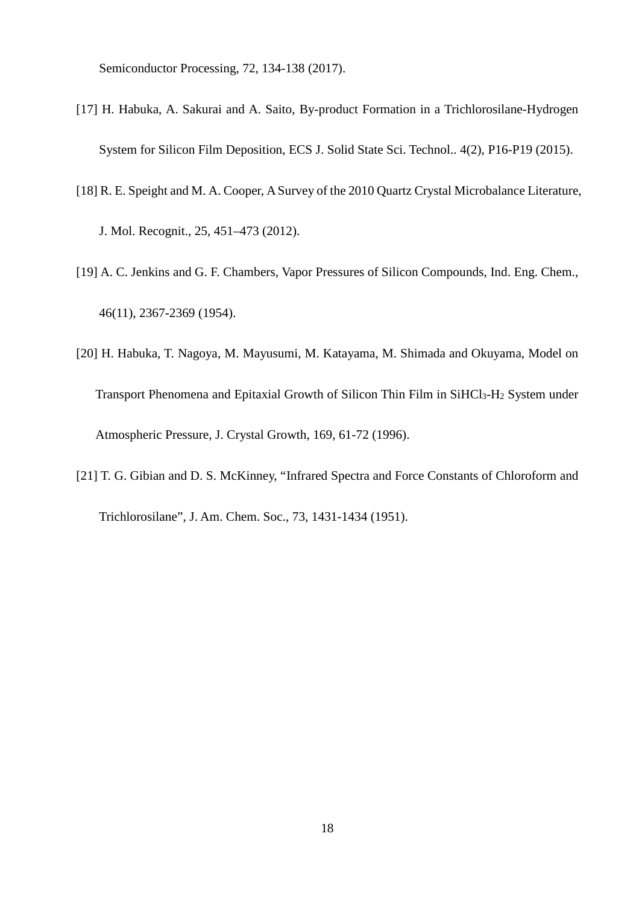Semiconductor Processing, 72, 134-138 (2017).

[17] H. Habuka, A. Sakurai and A. Saito, By-product Formation in a Trichlorosilane-Hydrogen System for Silicon Film Deposition, ECS J. Solid State Sci. Technol.. 4(2), P16-P19 (2015).

[18] R. E. Speight and M. A. Cooper, A Survey of the 2010 Quartz Crystal Microbalance Literature, J. Mol. Recognit., 25, 451–473 (2012).

[19] A. C. Jenkins and G. F. Chambers, Vapor Pressures of Silicon Compounds, Ind. Eng. Chem., 46(11), 2367-2369 (1954).

[20] H. Habuka, T. Nagoya, M. Mayusumi, M. Katayama, M. Shimada and Okuyama, Model on Transport Phenomena and Epitaxial Growth of Silicon Thin Film in $SiHCl_3$-$H_2$ System under Atmospheric Pressure, J. Crystal Growth, 169, 61-72 (1996).

[21] T. G. Gibian and D. S. McKinney, “Infrared Spectra and Force Constants of Chloroform and Trichlorosilane”, J. Am. Chem. Soc., 73, 1431-1434 (1951).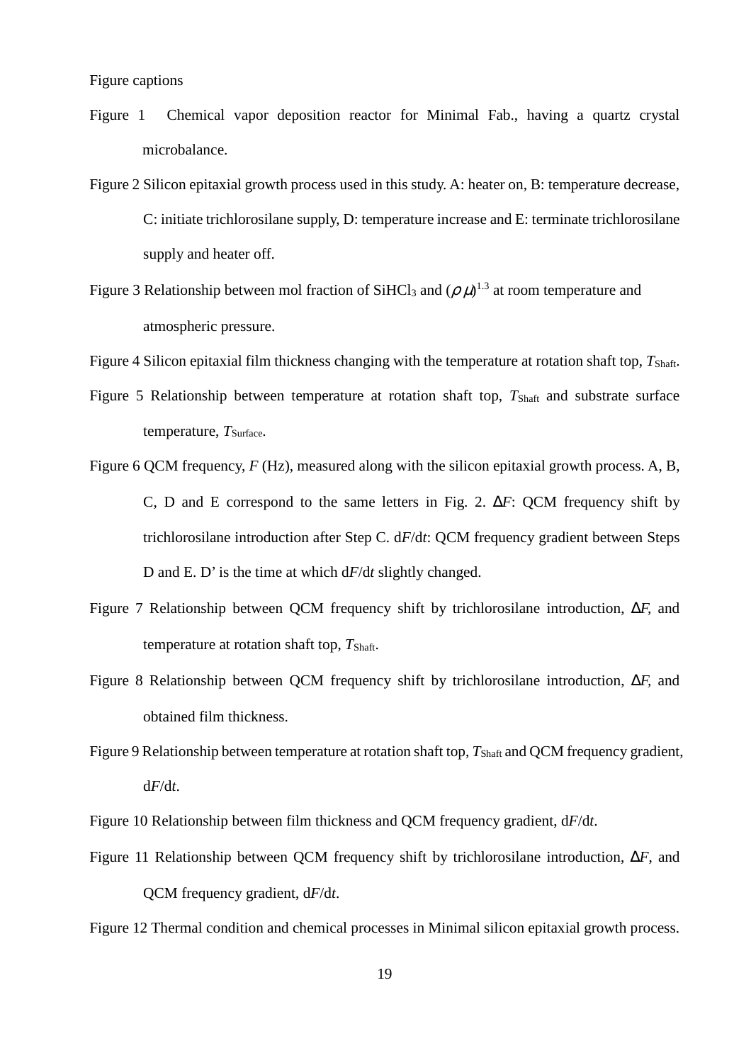Figure captions

Figure 1 Chemical vapor deposition reactor for Minimal Fab., having a quartz crystal microbalance.

Figure 2 Silicon epitaxial growth process used in this study. A: heater on, B: temperature decrease, C: initiate trichlorosilane supply, D: temperature increase and E: terminate trichlorosilane supply and heater off.

Figure 3 Relationship between mol fraction of $SiHCl_3$ and $(\rho\mu)^{1.3}$ at room temperature and atmospheric pressure.

Figure 4 Silicon epitaxial film thickness changing with the temperature at rotation shaft top, $T_{Shaft}$.

Figure 5 Relationship between temperature at rotation shaft top, $T_{Shaft}$ and substrate surface temperature, $T_{Surface}$.

Figure 6 QCM frequency, $F$ (Hz), measured along with the silicon epitaxial growth process. A, B, C, D and E correspond to the same letters in Fig. 2. $\Delta F$: QCM frequency shift by trichlorosilane introduction after Step C. $dF/dt$: QCM frequency gradient between Steps D and E. D' is the time at which $dF/dt$ slightly changed.

Figure 7 Relationship between QCM frequency shift by trichlorosilane introduction, $\Delta F$, and temperature at rotation shaft top, $T_{Shaft}$.

Figure 8 Relationship between QCM frequency shift by trichlorosilane introduction, $\Delta F$, and obtained film thickness.

Figure 9 Relationship between temperature at rotation shaft top, $T_{Shaft}$ and QCM frequency gradient, $dF/dt$.

Figure 10 Relationship between film thickness and QCM frequency gradient, $dF/dt$.

Figure 11 Relationship between QCM frequency shift by trichlorosilane introduction, $\Delta F$, and QCM frequency gradient, $dF/dt$.

Figure 12 Thermal condition and chemical processes in Minimal silicon epitaxial growth process.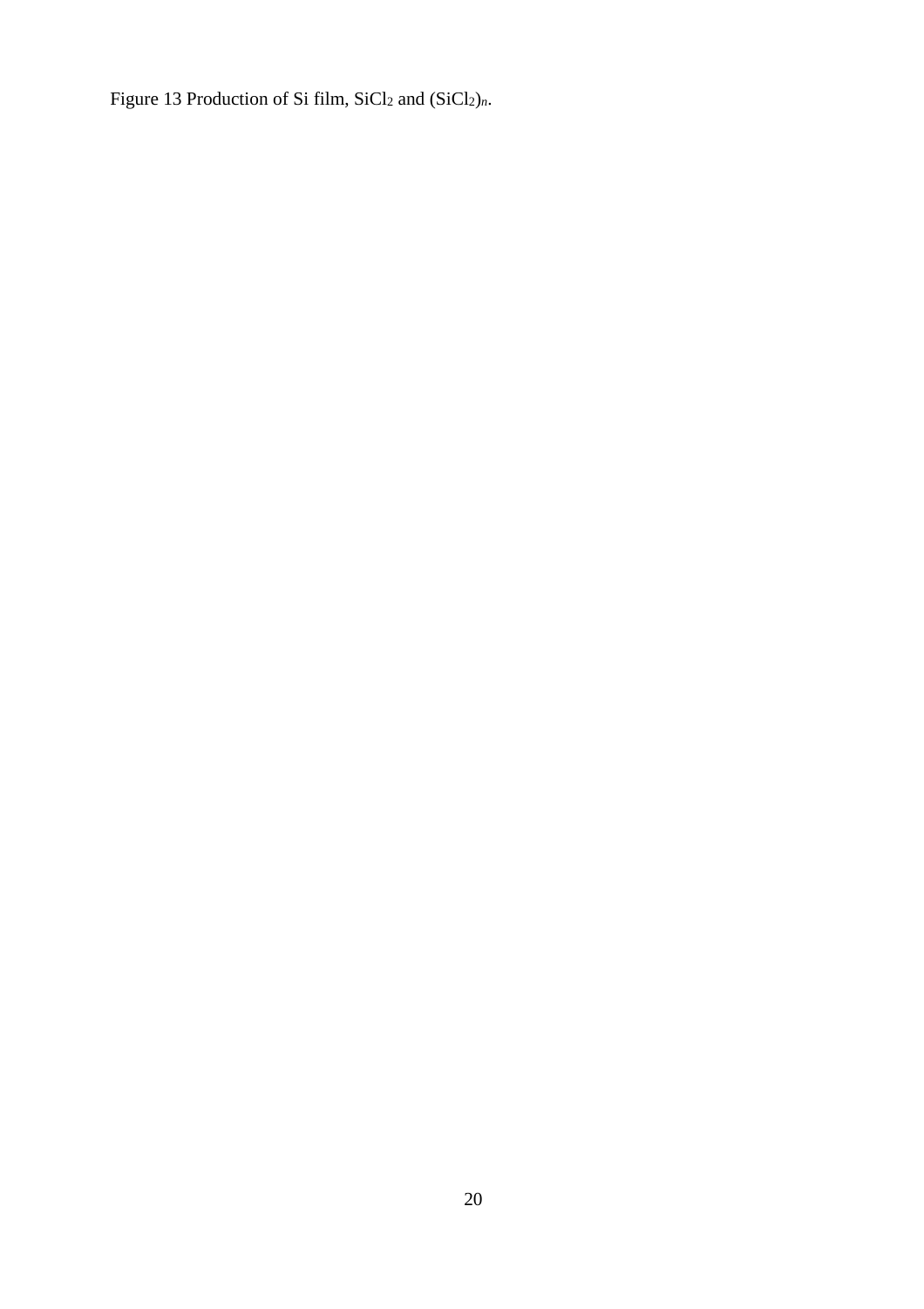Figure 13 Production of Si film, $SiCl_2$ and $(SiCl_2)_n$.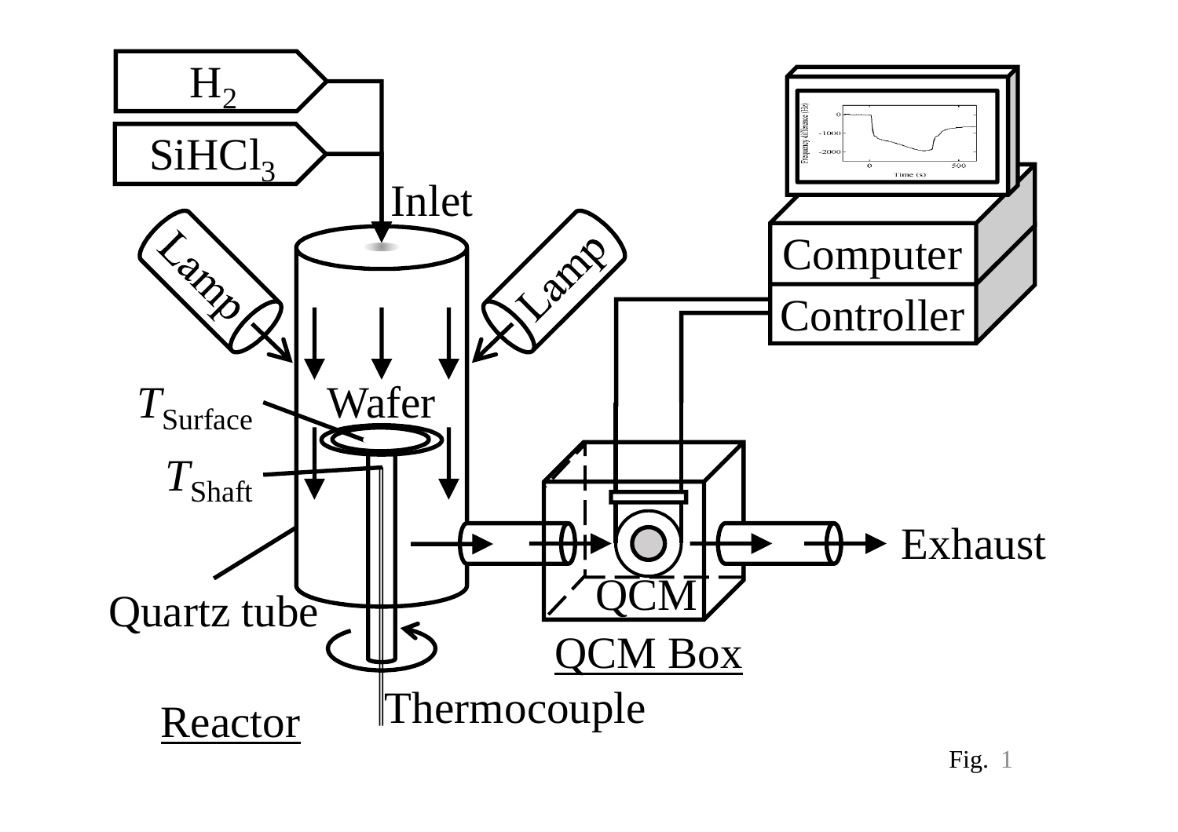Fig. 1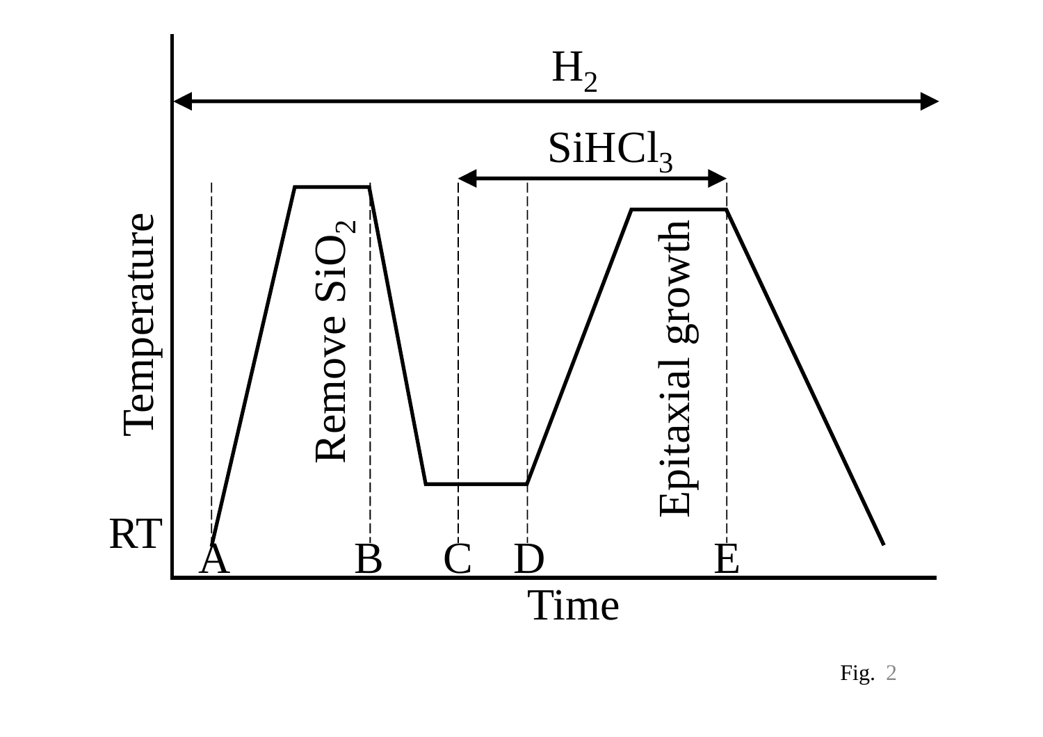Fig. 2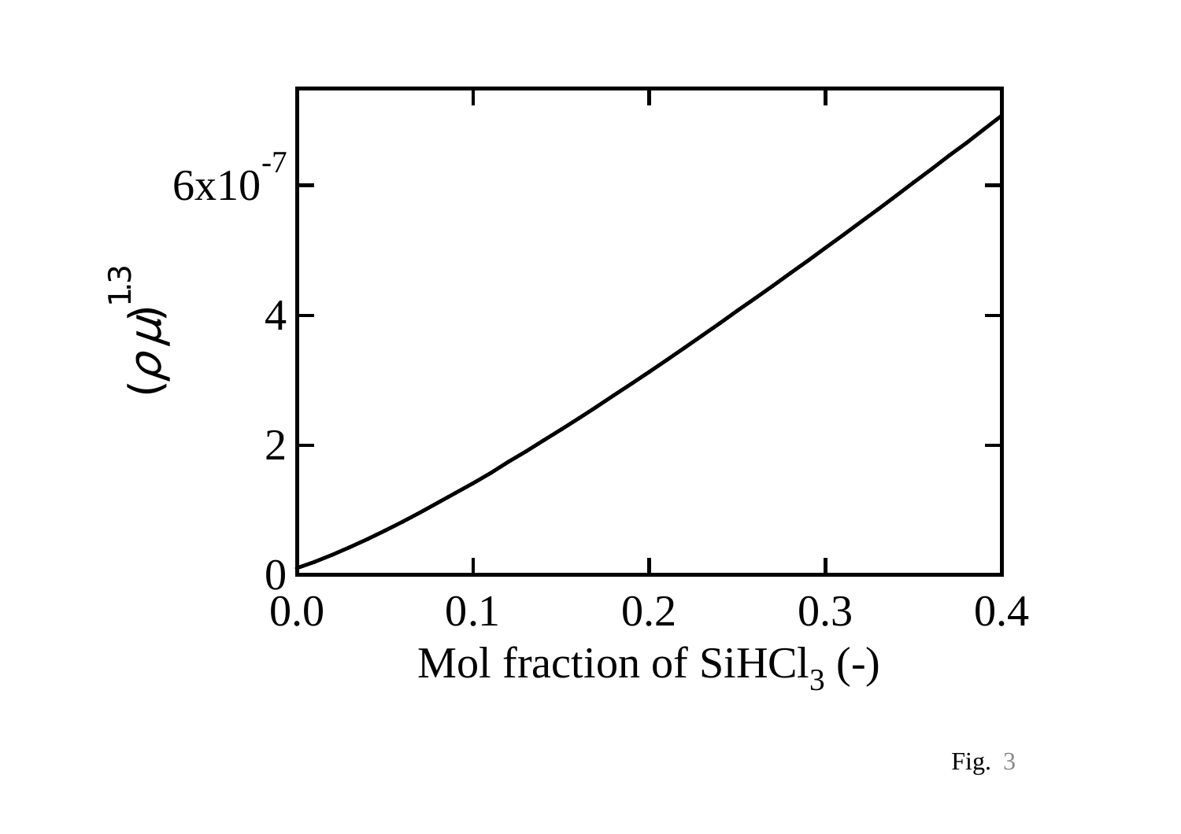Fig. 3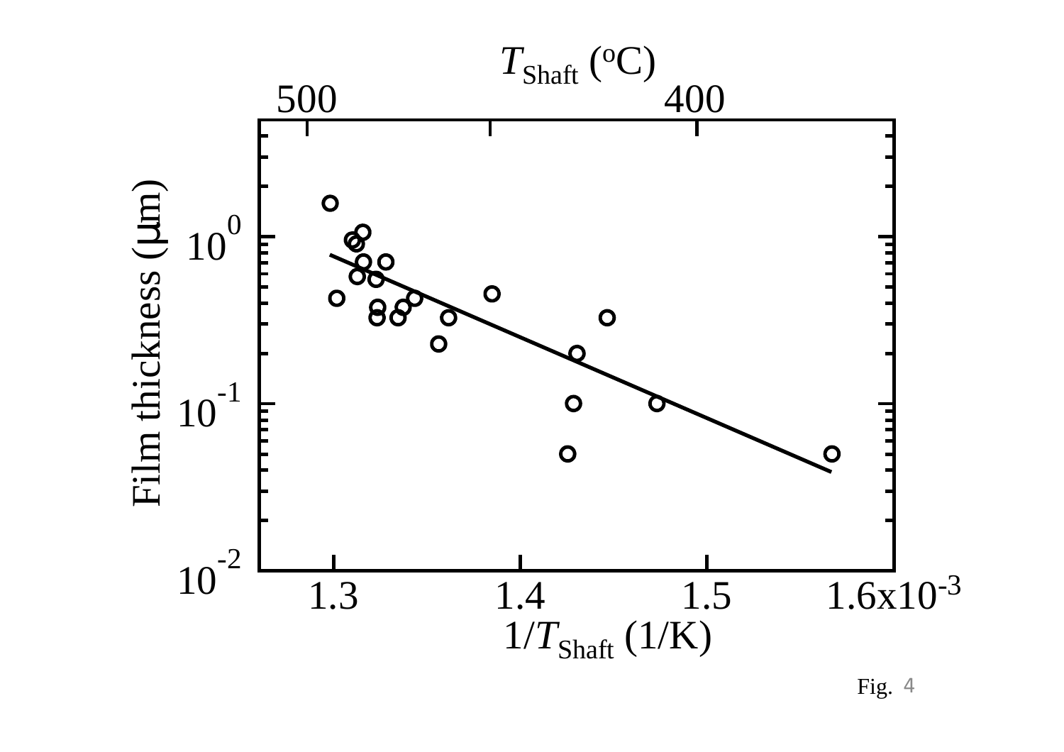Fig. 4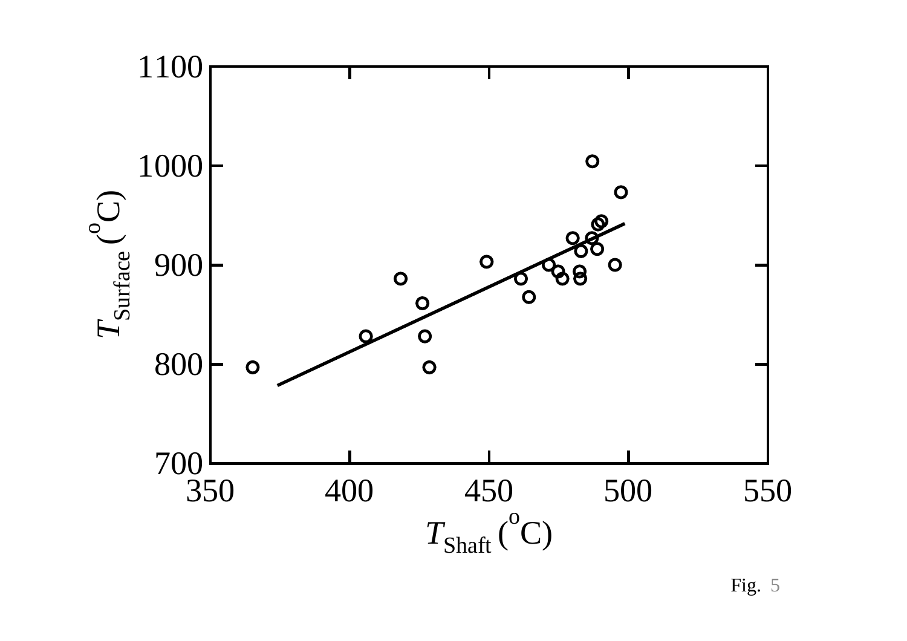Fig. 5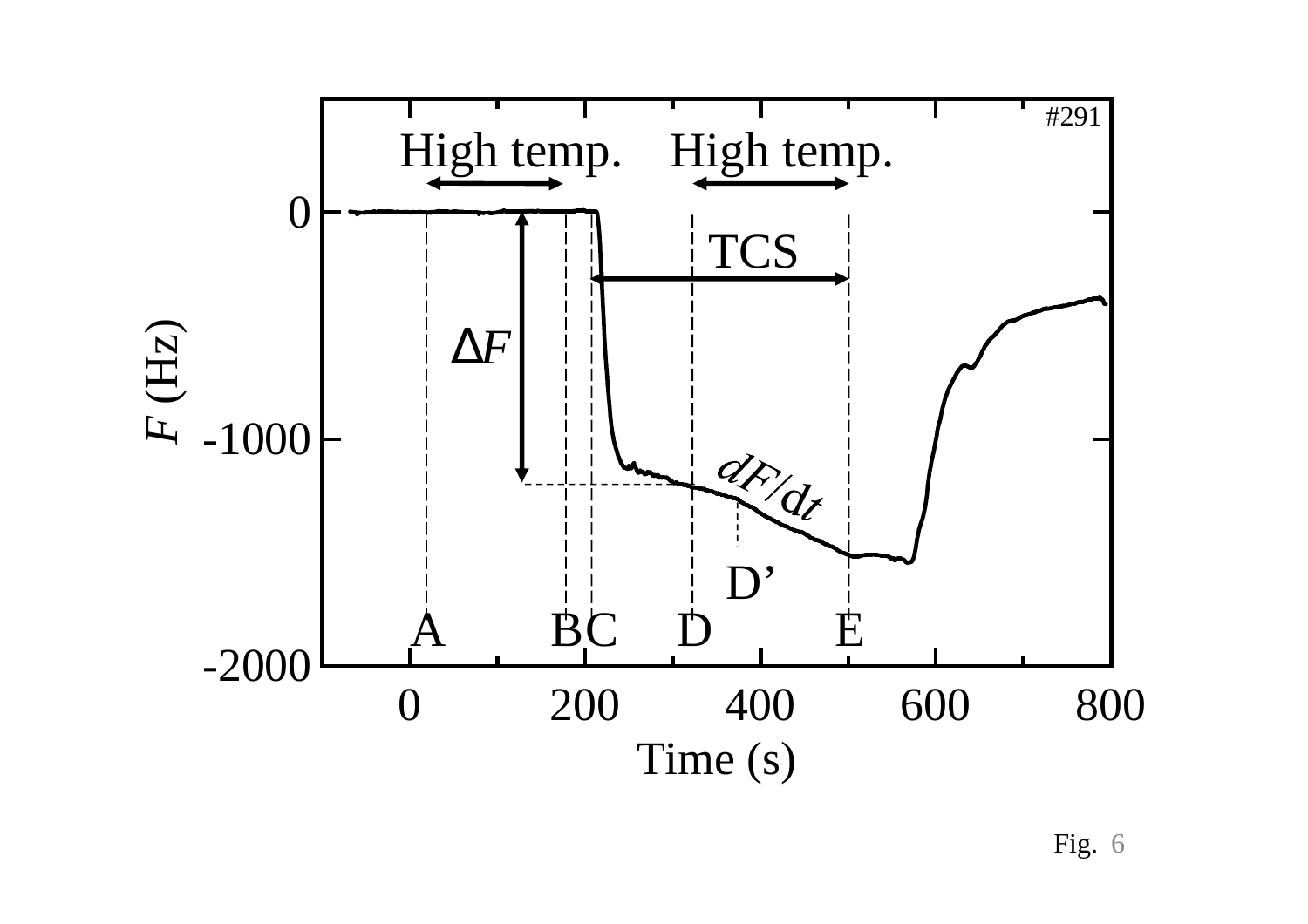Fig. 6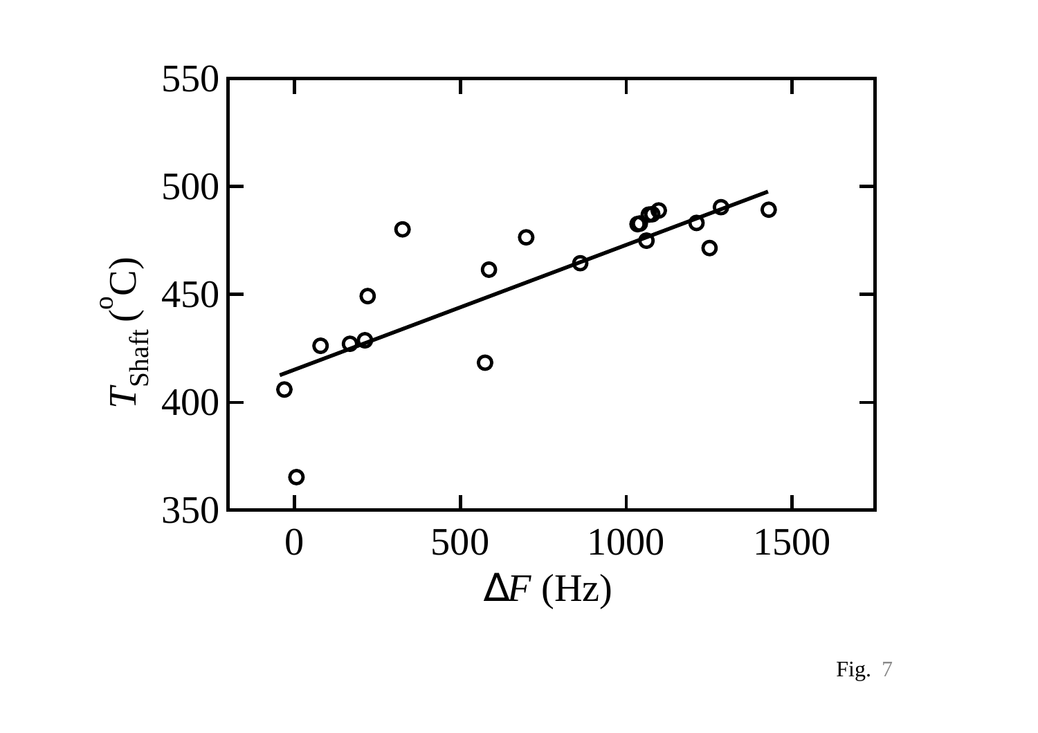Fig. 7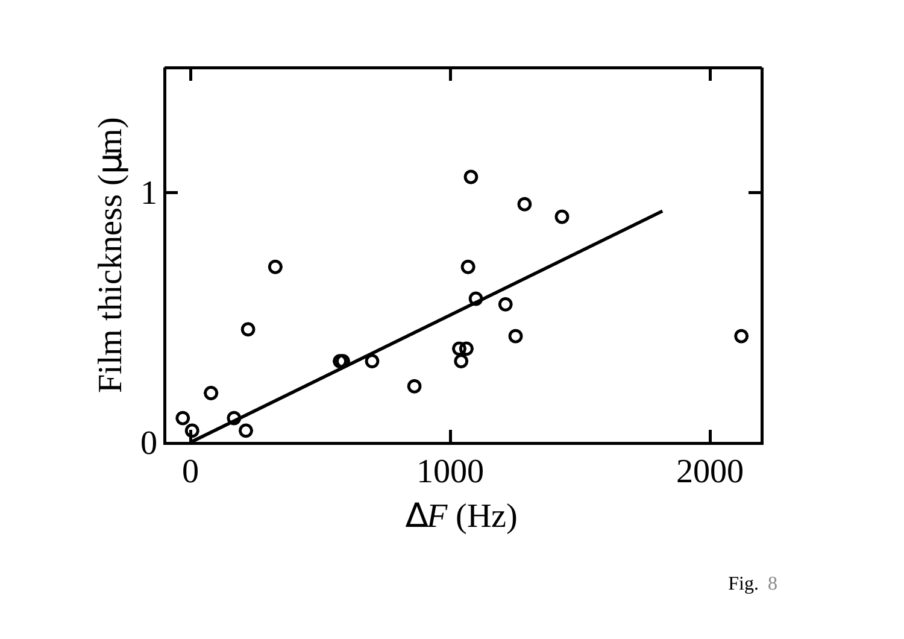Fig. 8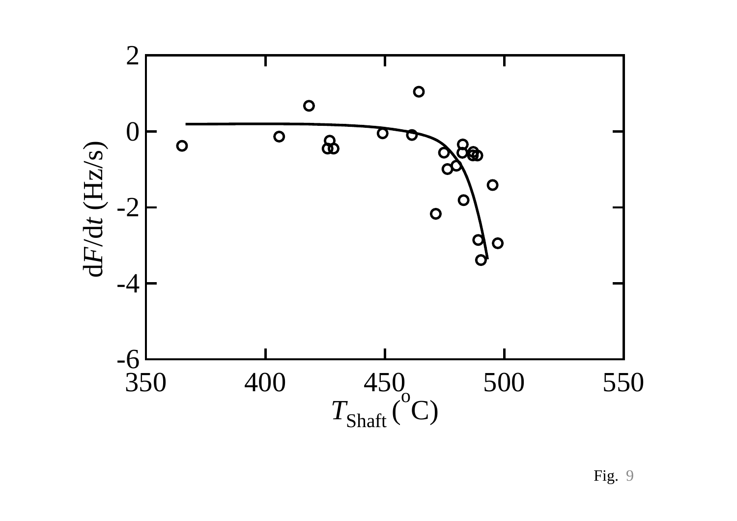Fig. 9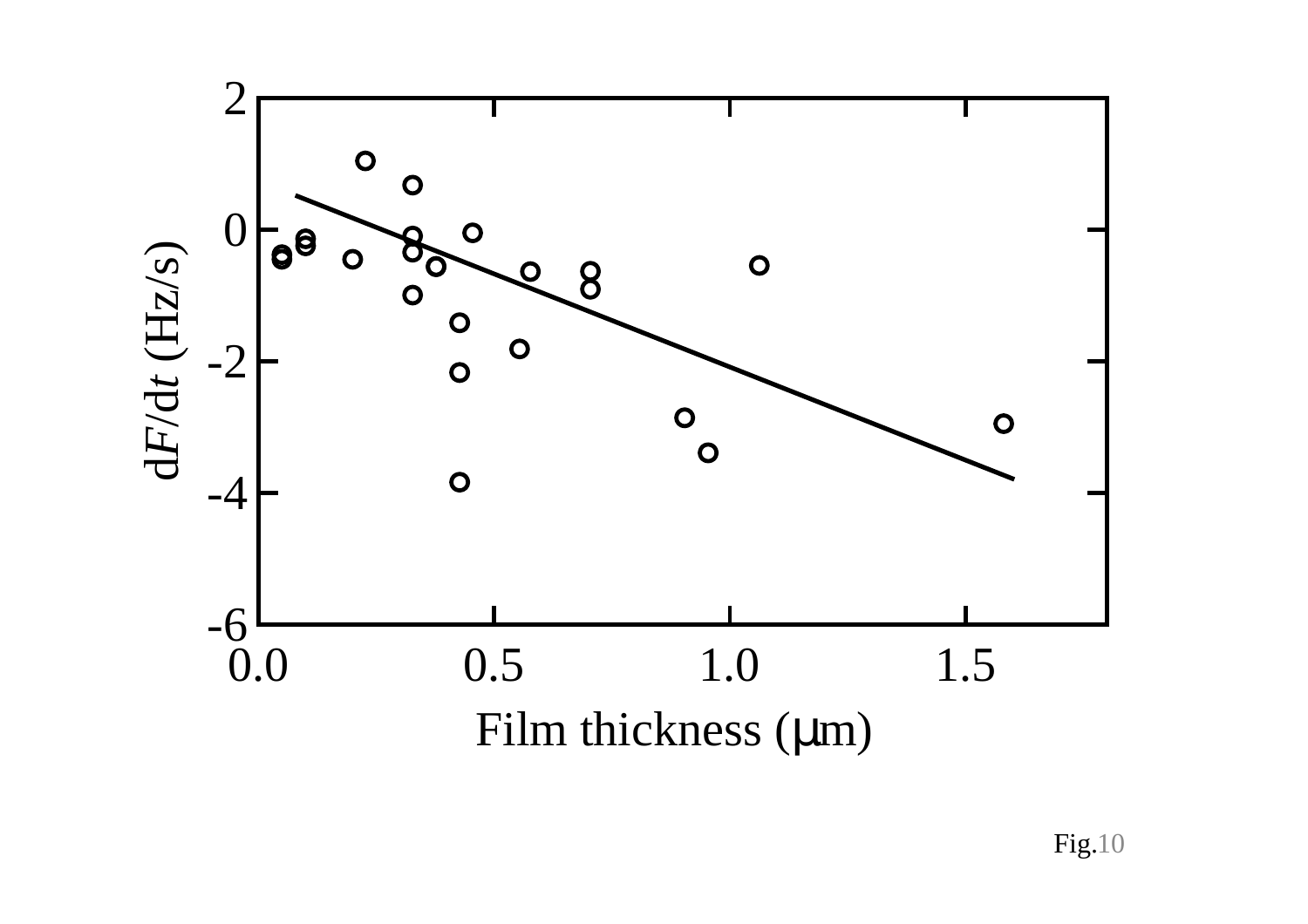Fig.10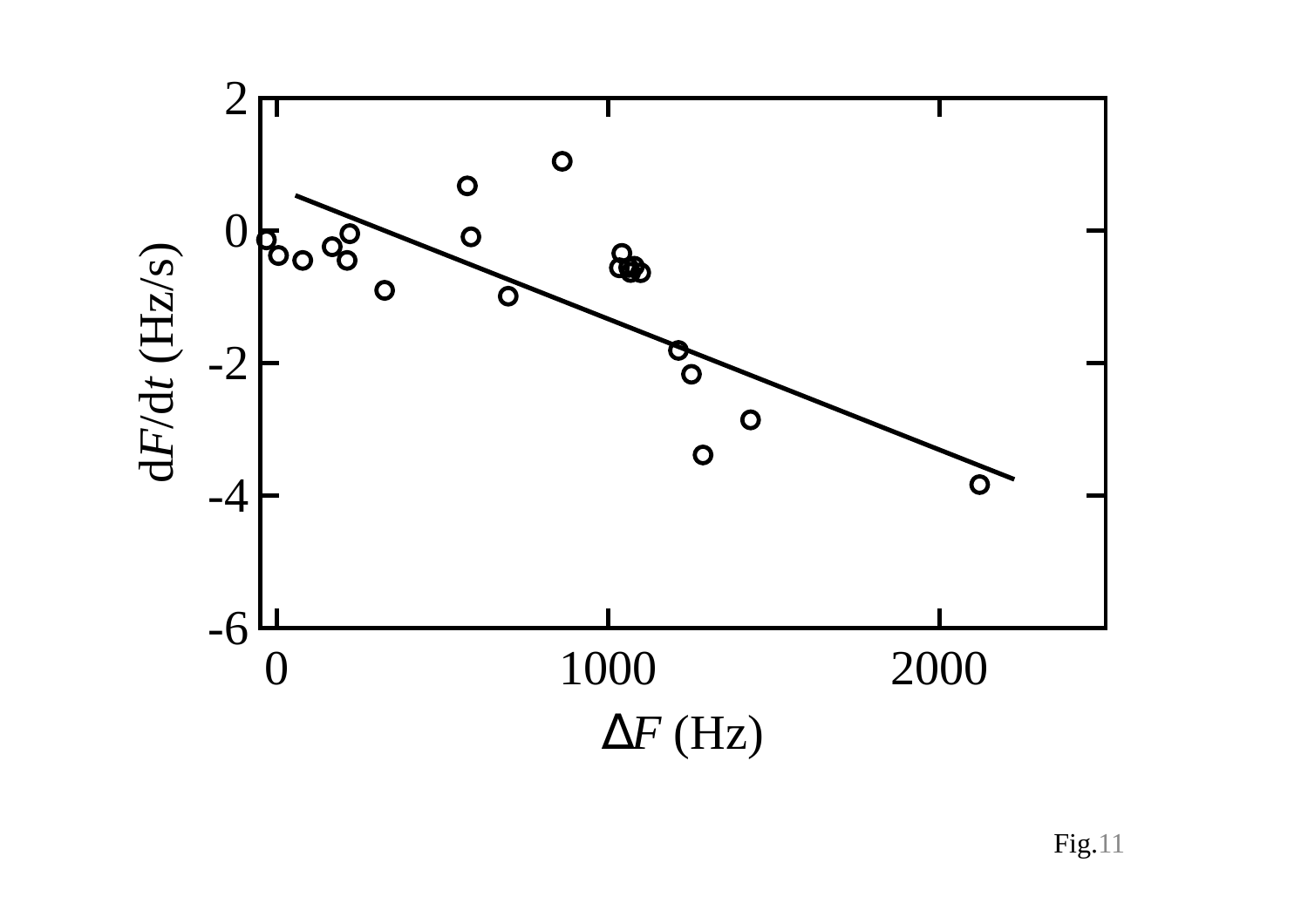Fig.11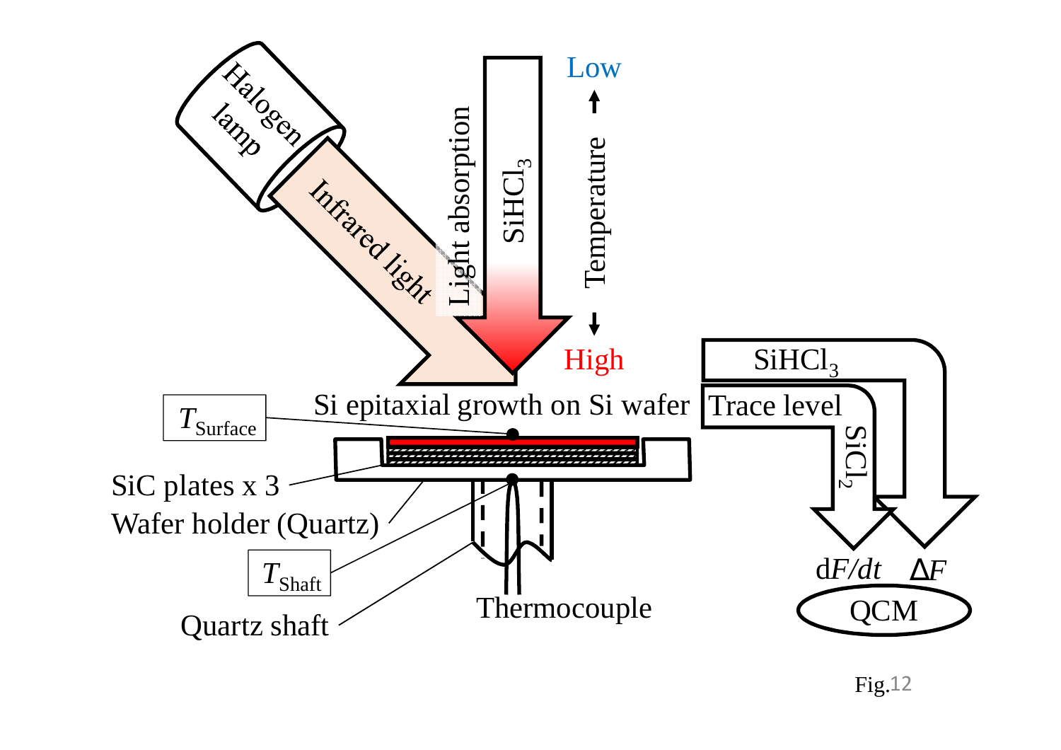Halogen lamp

Infrared light

Light absorption

$SiHCl_3$

Low

Temperature

High

Si epitaxial growth on Si wafer

$T_{Surface}$

SiC plates x 3

Wafer holder (Quartz)

$T_{Shaft}$

Quartz shaft

Thermocouple

$SiHCl_3$

Trace level

$SiCl_2$

d$F$/d$t$ $\Delta F$

QCM

Fig.12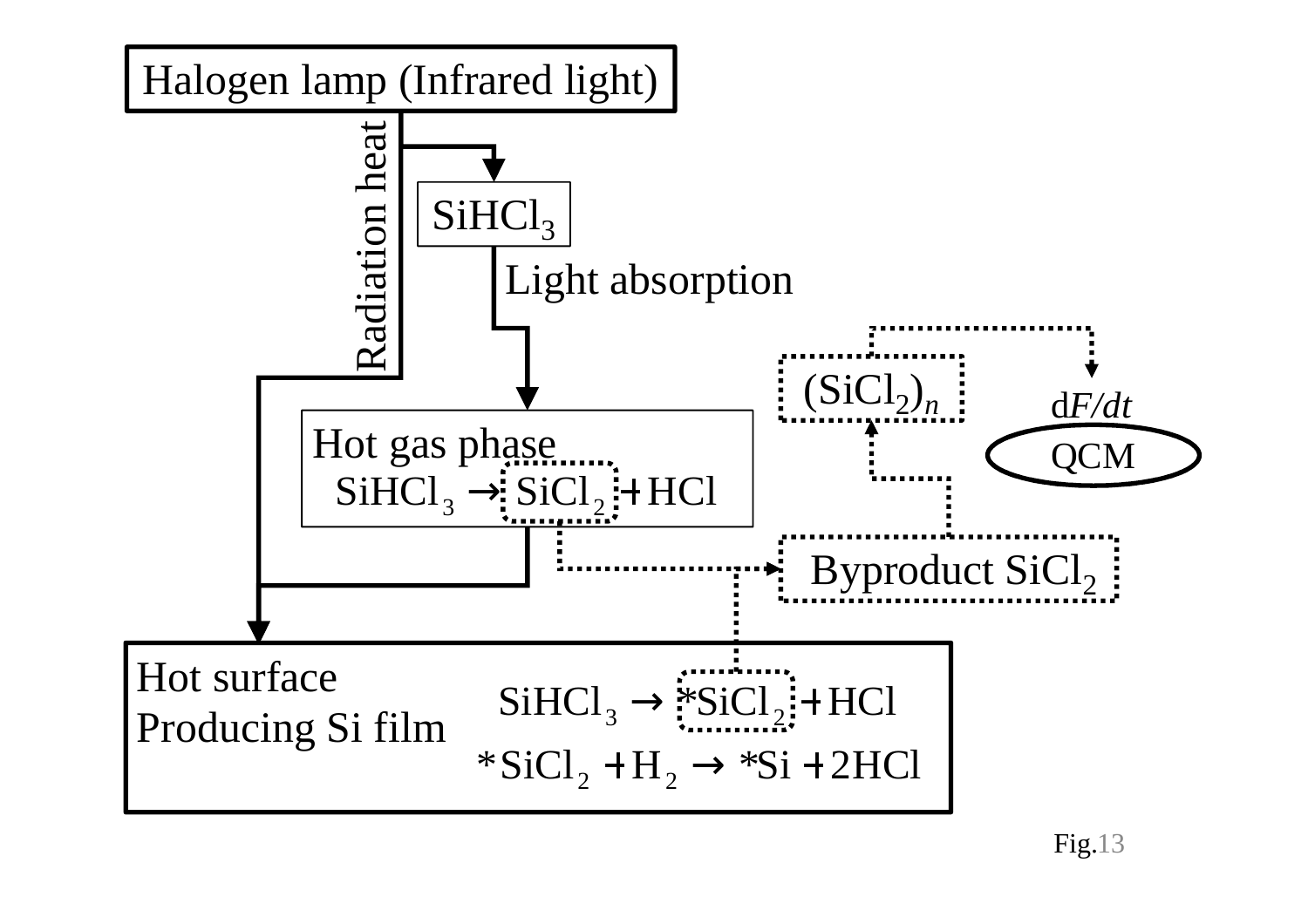Halogen lamp (Infrared light)

Radiation heat

$SiHCl_3$

Light absorption

$(SiCl_2)_n$

d*F/dt*

QCM

Hot gas phase

$SiHCl_3 \rightarrow SiCl_2 + HCl$

Byproduct $SiCl_2$

Hot surface

Producing Si film

$SiHCl_3 \rightarrow {}^*SiCl_2 + HCl$

${}^*SiCl_2 + H_2 \rightarrow {}^*Si + 2HCl$

Fig.13